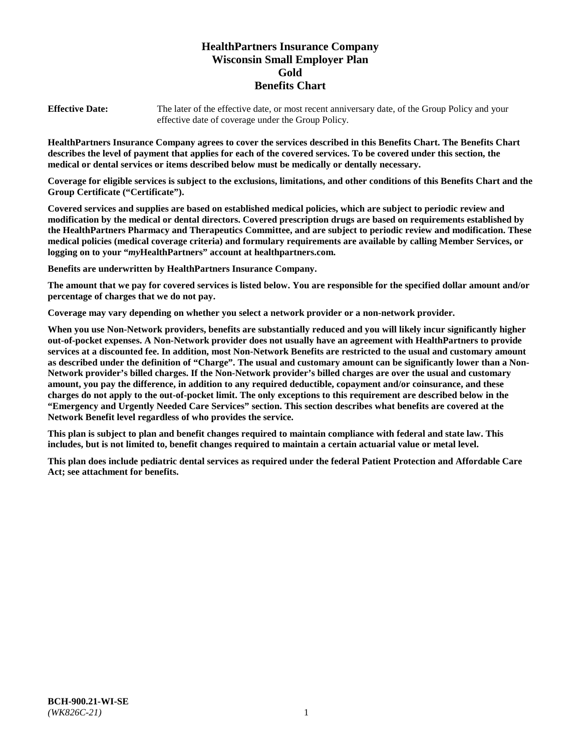# HealthPartners Insurance Company
# Wisconsin Small Employer Plan
# Gold
# Benefits Chart

**Effective Date:** The later of the effective date, or most recent anniversary date, of the Group Policy and your effective date of coverage under the Group Policy.

**HealthPartners Insurance Company agrees to cover the services described in this Benefits Chart. The Benefits Chart describes the level of payment that applies for each of the covered services. To be covered under this section, the medical or dental services or items described below must be medically or dentally necessary.**

**Coverage for eligible services is subject to the exclusions, limitations, and other conditions of this Benefits Chart and the Group Certificate ("Certificate").**

**Covered services and supplies are based on established medical policies, which are subject to periodic review and modification by the medical or dental directors. Covered prescription drugs are based on requirements established by the HealthPartners Pharmacy and Therapeutics Committee, and are subject to periodic review and modification. These medical policies (medical coverage criteria) and formulary requirements are available by calling Member Services, or logging on to your "*my*HealthPartners" account at healthpartners.com.**

**Benefits are underwritten by HealthPartners Insurance Company.**

**The amount that we pay for covered services is listed below. You are responsible for the specified dollar amount and/or percentage of charges that we do not pay.**

**Coverage may vary depending on whether you select a network provider or a non-network provider.**

**When you use Non-Network providers, benefits are substantially reduced and you will likely incur significantly higher out-of-pocket expenses. A Non-Network provider does not usually have an agreement with HealthPartners to provide services at a discounted fee. In addition, most Non-Network Benefits are restricted to the usual and customary amount as described under the definition of "Charge". The usual and customary amount can be significantly lower than a Non-Network provider's billed charges. If the Non-Network provider's billed charges are over the usual and customary amount, you pay the difference, in addition to any required deductible, copayment and/or coinsurance, and these charges do not apply to the out-of-pocket limit. The only exceptions to this requirement are described below in the "Emergency and Urgently Needed Care Services" section. This section describes what benefits are covered at the Network Benefit level regardless of who provides the service.**

**This plan is subject to plan and benefit changes required to maintain compliance with federal and state law. This includes, but is not limited to, benefit changes required to maintain a certain actuarial value or metal level.**

**This plan does include pediatric dental services as required under the federal Patient Protection and Affordable Care Act; see attachment for benefits.**

**BCH-900.21-WI-SE**
*(WK826C-21)*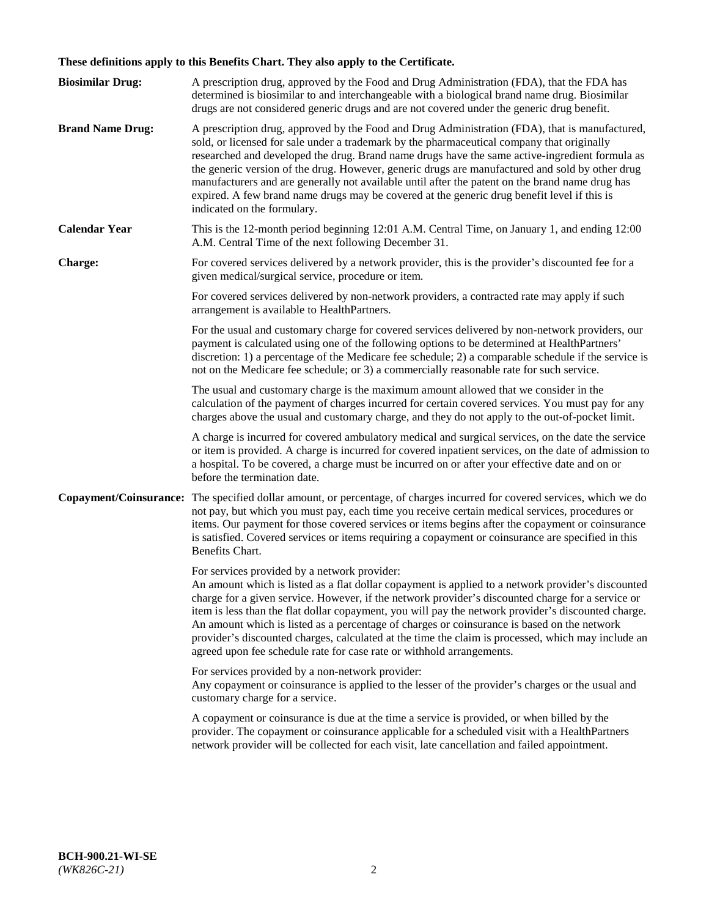**These definitions apply to this Benefits Chart. They also apply to the Certificate.**

**Biosimilar Drug:** A prescription drug, approved by the Food and Drug Administration (FDA), that the FDA has determined is biosimilar to and interchangeable with a biological brand name drug. Biosimilar drugs are not considered generic drugs and are not covered under the generic drug benefit.

**Brand Name Drug:** A prescription drug, approved by the Food and Drug Administration (FDA), that is manufactured, sold, or licensed for sale under a trademark by the pharmaceutical company that originally researched and developed the drug. Brand name drugs have the same active-ingredient formula as the generic version of the drug. However, generic drugs are manufactured and sold by other drug manufacturers and are generally not available until after the patent on the brand name drug has expired. A few brand name drugs may be covered at the generic drug benefit level if this is indicated on the formulary.

**Calendar Year** This is the 12-month period beginning 12:01 A.M. Central Time, on January 1, and ending 12:00 A.M. Central Time of the next following December 31.

**Charge:** For covered services delivered by a network provider, this is the provider's discounted fee for a given medical/surgical service, procedure or item.

For covered services delivered by non-network providers, a contracted rate may apply if such arrangement is available to HealthPartners.

For the usual and customary charge for covered services delivered by non-network providers, our payment is calculated using one of the following options to be determined at HealthPartners' discretion: 1) a percentage of the Medicare fee schedule; 2) a comparable schedule if the service is not on the Medicare fee schedule; or 3) a commercially reasonable rate for such service.

The usual and customary charge is the maximum amount allowed that we consider in the calculation of the payment of charges incurred for certain covered services. You must pay for any charges above the usual and customary charge, and they do not apply to the out-of-pocket limit.

A charge is incurred for covered ambulatory medical and surgical services, on the date the service or item is provided. A charge is incurred for covered inpatient services, on the date of admission to a hospital. To be covered, a charge must be incurred on or after your effective date and on or before the termination date.

**Copayment/Coinsurance:** The specified dollar amount, or percentage, of charges incurred for covered services, which we do not pay, but which you must pay, each time you receive certain medical services, procedures or items. Our payment for those covered services or items begins after the copayment or coinsurance is satisfied. Covered services or items requiring a copayment or coinsurance are specified in this Benefits Chart.

For services provided by a network provider:
An amount which is listed as a flat dollar copayment is applied to a network provider's discounted charge for a given service. However, if the network provider's discounted charge for a service or item is less than the flat dollar copayment, you will pay the network provider's discounted charge. An amount which is listed as a percentage of charges or coinsurance is based on the network provider's discounted charges, calculated at the time the claim is processed, which may include an agreed upon fee schedule rate for case rate or withhold arrangements.

For services provided by a non-network provider:
Any copayment or coinsurance is applied to the lesser of the provider's charges or the usual and customary charge for a service.

A copayment or coinsurance is due at the time a service is provided, or when billed by the provider. The copayment or coinsurance applicable for a scheduled visit with a HealthPartners network provider will be collected for each visit, late cancellation and failed appointment.

**BCH-900.21-WI-SE**
*(WK826C-21)*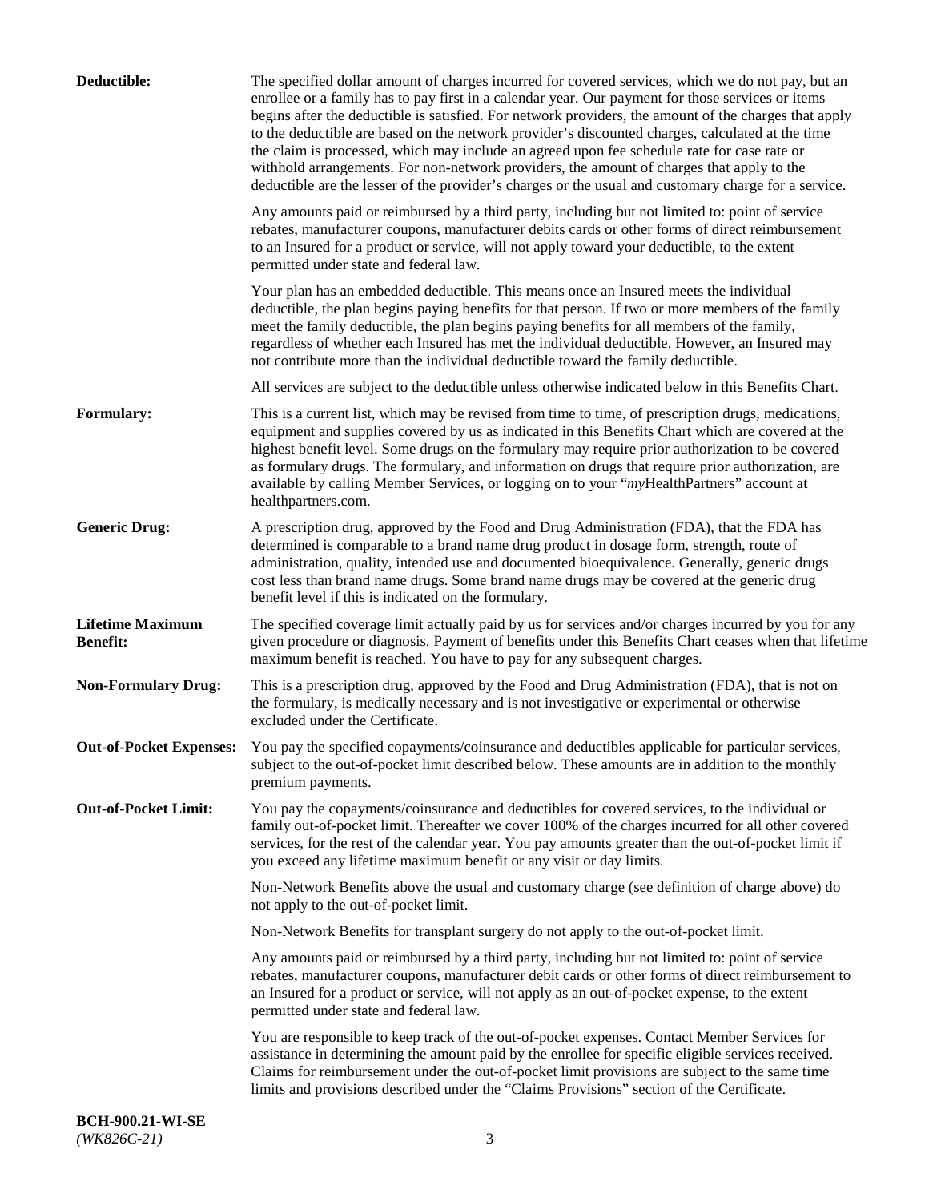**Deductible:** The specified dollar amount of charges incurred for covered services, which we do not pay, but an enrollee or a family has to pay first in a calendar year. Our payment for those services or items begins after the deductible is satisfied. For network providers, the amount of the charges that apply to the deductible are based on the network provider's discounted charges, calculated at the time the claim is processed, which may include an agreed upon fee schedule rate for case rate or withhold arrangements. For non-network providers, the amount of charges that apply to the deductible are the lesser of the provider's charges or the usual and customary charge for a service.

Any amounts paid or reimbursed by a third party, including but not limited to: point of service rebates, manufacturer coupons, manufacturer debits cards or other forms of direct reimbursement to an Insured for a product or service, will not apply toward your deductible, to the extent permitted under state and federal law.

Your plan has an embedded deductible. This means once an Insured meets the individual deductible, the plan begins paying benefits for that person. If two or more members of the family meet the family deductible, the plan begins paying benefits for all members of the family, regardless of whether each Insured has met the individual deductible. However, an Insured may not contribute more than the individual deductible toward the family deductible.

All services are subject to the deductible unless otherwise indicated below in this Benefits Chart.

**Formulary:** This is a current list, which may be revised from time to time, of prescription drugs, medications, equipment and supplies covered by us as indicated in this Benefits Chart which are covered at the highest benefit level. Some drugs on the formulary may require prior authorization to be covered as formulary drugs. The formulary, and information on drugs that require prior authorization, are available by calling Member Services, or logging on to your "*my*HealthPartners" account at healthpartners.com.

**Generic Drug:** A prescription drug, approved by the Food and Drug Administration (FDA), that the FDA has determined is comparable to a brand name drug product in dosage form, strength, route of administration, quality, intended use and documented bioequivalence. Generally, generic drugs cost less than brand name drugs. Some brand name drugs may be covered at the generic drug benefit level if this is indicated on the formulary.

**Lifetime Maximum Benefit:** The specified coverage limit actually paid by us for services and/or charges incurred by you for any given procedure or diagnosis. Payment of benefits under this Benefits Chart ceases when that lifetime maximum benefit is reached. You have to pay for any subsequent charges.

**Non-Formulary Drug:** This is a prescription drug, approved by the Food and Drug Administration (FDA), that is not on the formulary, is medically necessary and is not investigative or experimental or otherwise excluded under the Certificate.

**Out-of-Pocket Expenses:** You pay the specified copayments/coinsurance and deductibles applicable for particular services, subject to the out-of-pocket limit described below. These amounts are in addition to the monthly premium payments.

**Out-of-Pocket Limit:** You pay the copayments/coinsurance and deductibles for covered services, to the individual or family out-of-pocket limit. Thereafter we cover 100% of the charges incurred for all other covered services, for the rest of the calendar year. You pay amounts greater than the out-of-pocket limit if you exceed any lifetime maximum benefit or any visit or day limits.

Non-Network Benefits above the usual and customary charge (see definition of charge above) do not apply to the out-of-pocket limit.

Non-Network Benefits for transplant surgery do not apply to the out-of-pocket limit.

Any amounts paid or reimbursed by a third party, including but not limited to: point of service rebates, manufacturer coupons, manufacturer debit cards or other forms of direct reimbursement to an Insured for a product or service, will not apply as an out-of-pocket expense, to the extent permitted under state and federal law.

You are responsible to keep track of the out-of-pocket expenses. Contact Member Services for assistance in determining the amount paid by the enrollee for specific eligible services received. Claims for reimbursement under the out-of-pocket limit provisions are subject to the same time limits and provisions described under the "Claims Provisions" section of the Certificate.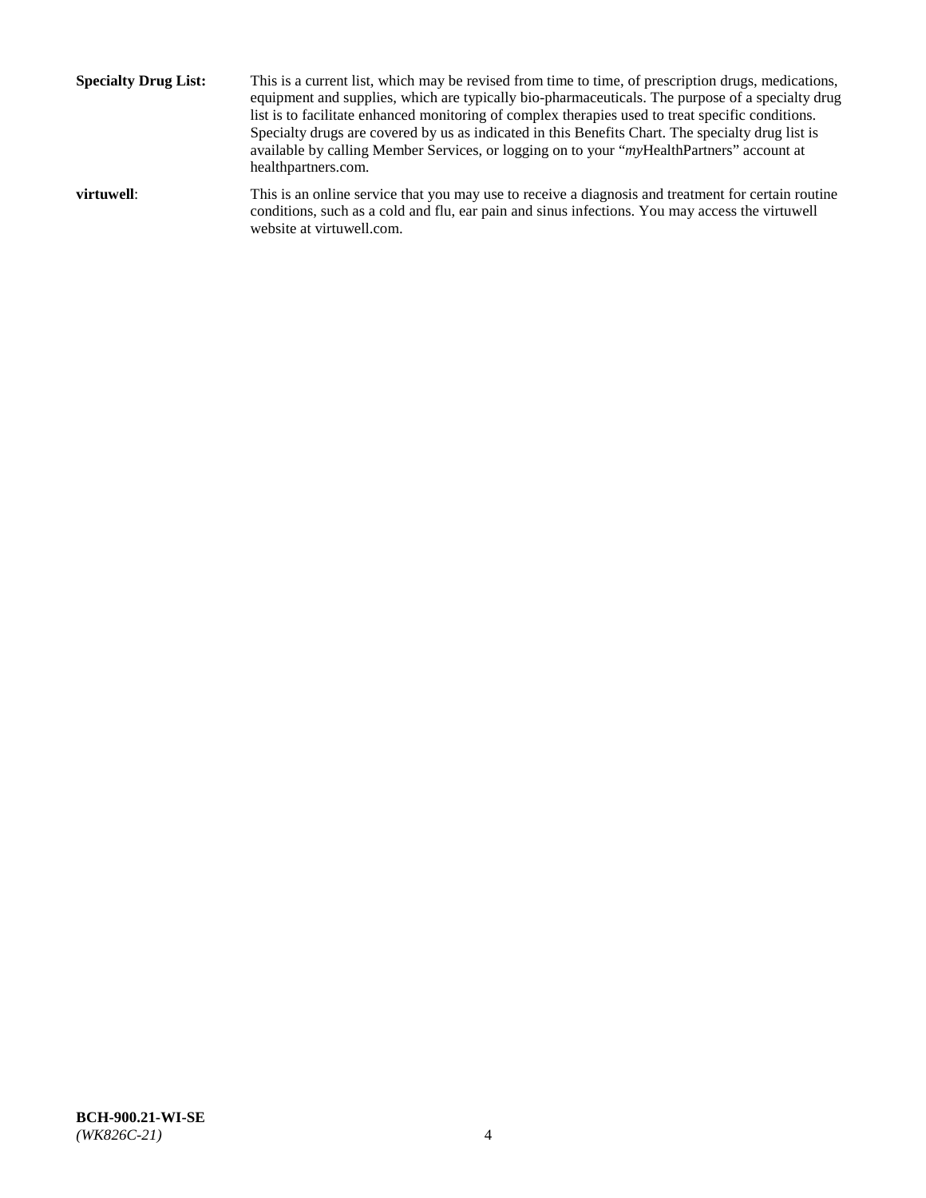**Specialty Drug List:** This is a current list, which may be revised from time to time, of prescription drugs, medications, equipment and supplies, which are typically bio-pharmaceuticals. The purpose of a specialty drug list is to facilitate enhanced monitoring of complex therapies used to treat specific conditions. Specialty drugs are covered by us as indicated in this Benefits Chart. The specialty drug list is available by calling Member Services, or logging on to your "*my*HealthPartners" account at healthpartners.com.

**virtuwell**: This is an online service that you may use to receive a diagnosis and treatment for certain routine conditions, such as a cold and flu, ear pain and sinus infections. You may access the virtuwell website at virtuwell.com.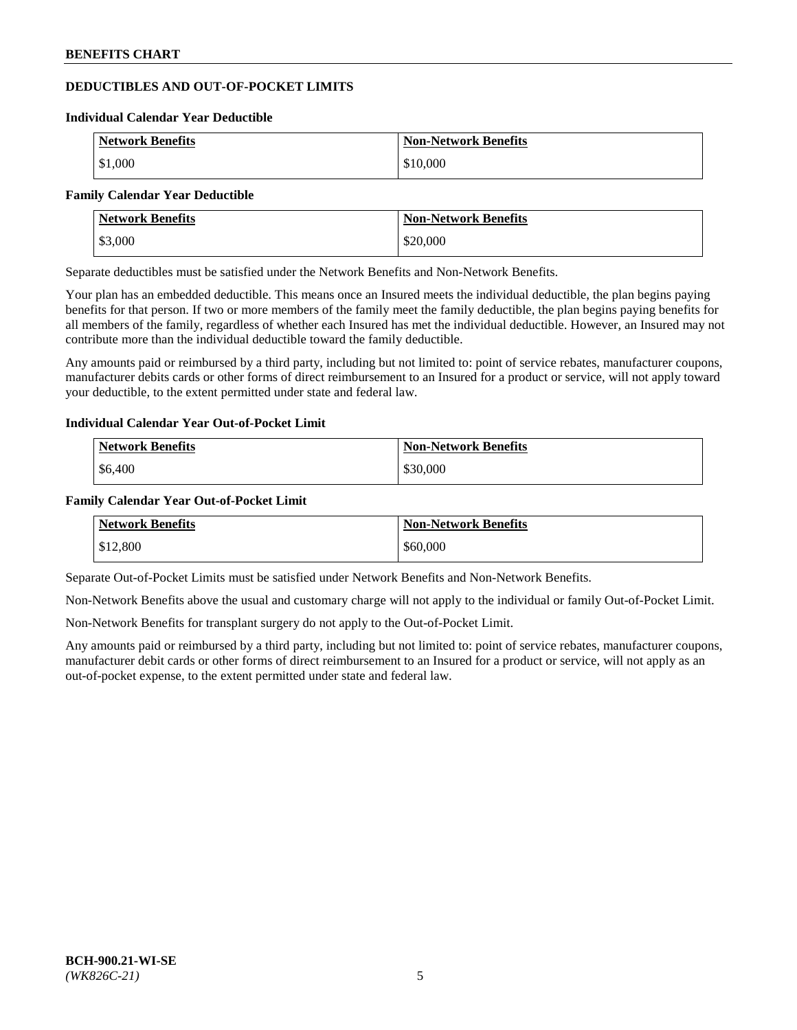## DEDUCTIBLES AND OUT-OF-POCKET LIMITS

### Individual Calendar Year Deductible

| Network Benefits | Non-Network Benefits |
|---|---|
| $1,000 | $10,000 |

### Family Calendar Year Deductible

| Network Benefits | Non-Network Benefits |
|---|---|
| $3,000 | $20,000 |

Separate deductibles must be satisfied under the Network Benefits and Non-Network Benefits.

Your plan has an embedded deductible. This means once an Insured meets the individual deductible, the plan begins paying benefits for that person. If two or more members of the family meet the family deductible, the plan begins paying benefits for all members of the family, regardless of whether each Insured has met the individual deductible. However, an Insured may not contribute more than the individual deductible toward the family deductible.

Any amounts paid or reimbursed by a third party, including but not limited to: point of service rebates, manufacturer coupons, manufacturer debits cards or other forms of direct reimbursement to an Insured for a product or service, will not apply toward your deductible, to the extent permitted under state and federal law.

### Individual Calendar Year Out-of-Pocket Limit

| Network Benefits | Non-Network Benefits |
|---|---|
| $6,400 | $30,000 |

### Family Calendar Year Out-of-Pocket Limit

| Network Benefits | Non-Network Benefits |
|---|---|
| $12,800 | $60,000 |

Separate Out-of-Pocket Limits must be satisfied under Network Benefits and Non-Network Benefits.

Non-Network Benefits above the usual and customary charge will not apply to the individual or family Out-of-Pocket Limit.

Non-Network Benefits for transplant surgery do not apply to the Out-of-Pocket Limit.

Any amounts paid or reimbursed by a third party, including but not limited to: point of service rebates, manufacturer coupons, manufacturer debit cards or other forms of direct reimbursement to an Insured for a product or service, will not apply as an out-of-pocket expense, to the extent permitted under state and federal law.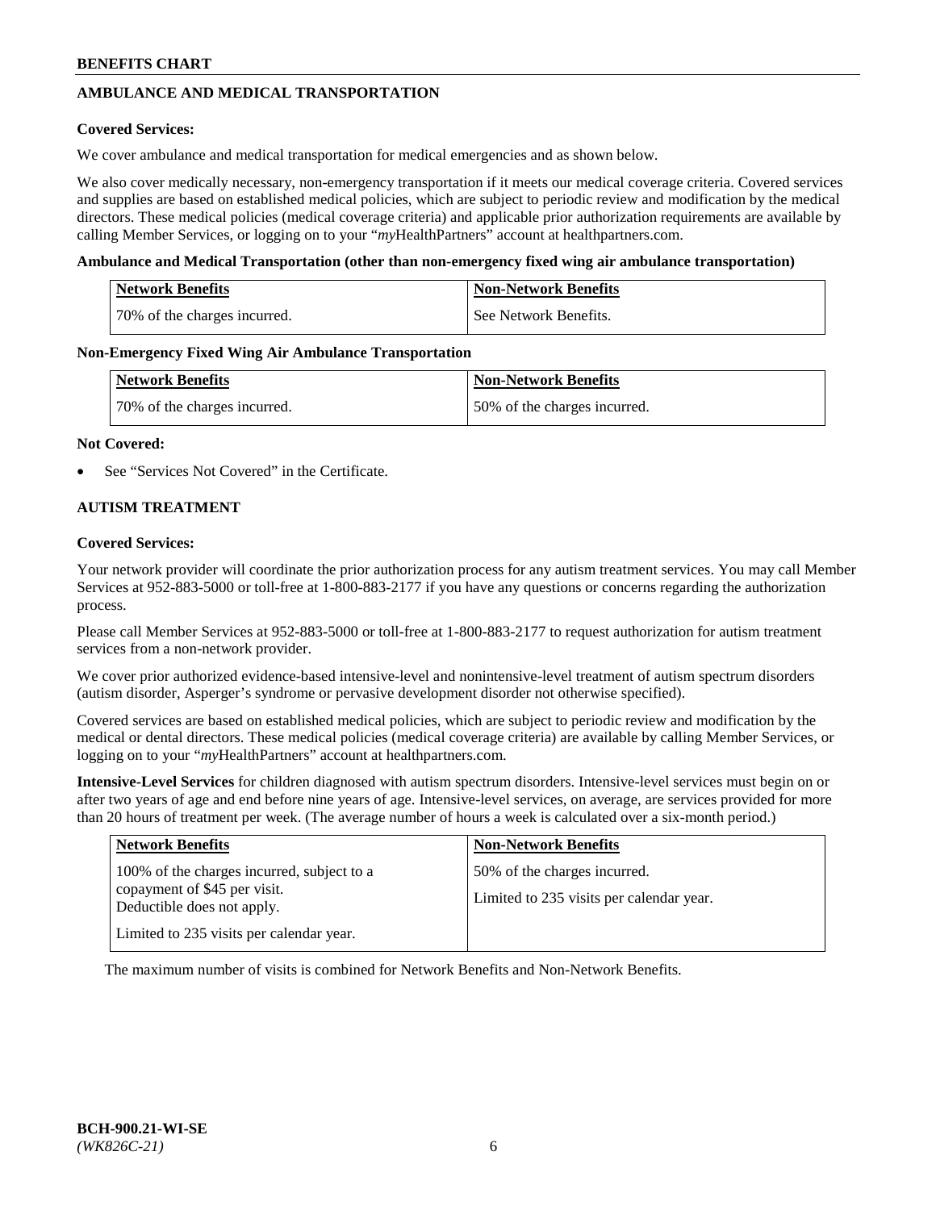## AMBULANCE AND MEDICAL TRANSPORTATION

**Covered Services:**

We cover ambulance and medical transportation for medical emergencies and as shown below.

We also cover medically necessary, non-emergency transportation if it meets our medical coverage criteria. Covered services and supplies are based on established medical policies, which are subject to periodic review and modification by the medical directors. These medical policies (medical coverage criteria) and applicable prior authorization requirements are available by calling Member Services, or logging on to your "*my*HealthPartners" account at healthpartners.com.

**Ambulance and Medical Transportation (other than non-emergency fixed wing air ambulance transportation)**

| Network Benefits | Non-Network Benefits |
|---|---|
| 70% of the charges incurred. | See Network Benefits. |

**Non-Emergency Fixed Wing Air Ambulance Transportation**

| Network Benefits | Non-Network Benefits |
|---|---|
| 70% of the charges incurred. | 50% of the charges incurred. |

**Not Covered:**

- See "Services Not Covered" in the Certificate.

## AUTISM TREATMENT

**Covered Services:**

Your network provider will coordinate the prior authorization process for any autism treatment services. You may call Member Services at 952-883-5000 or toll-free at 1-800-883-2177 if you have any questions or concerns regarding the authorization process.

Please call Member Services at 952-883-5000 or toll-free at 1-800-883-2177 to request authorization for autism treatment services from a non-network provider.

We cover prior authorized evidence-based intensive-level and nonintensive-level treatment of autism spectrum disorders (autism disorder, Asperger's syndrome or pervasive development disorder not otherwise specified).

Covered services are based on established medical policies, which are subject to periodic review and modification by the medical or dental directors. These medical policies (medical coverage criteria) are available by calling Member Services, or logging on to your "*my*HealthPartners" account at healthpartners.com.

**Intensive-Level Services** for children diagnosed with autism spectrum disorders. Intensive-level services must begin on or after two years of age and end before nine years of age. Intensive-level services, on average, are services provided for more than 20 hours of treatment per week. (The average number of hours a week is calculated over a six-month period.)

| Network Benefits | Non-Network Benefits |
|---|---|
| 100% of the charges incurred, subject to a copayment of $45 per visit. Deductible does not apply.<br><br>Limited to 235 visits per calendar year. | 50% of the charges incurred.<br><br>Limited to 235 visits per calendar year. |

The maximum number of visits is combined for Network Benefits and Non-Network Benefits.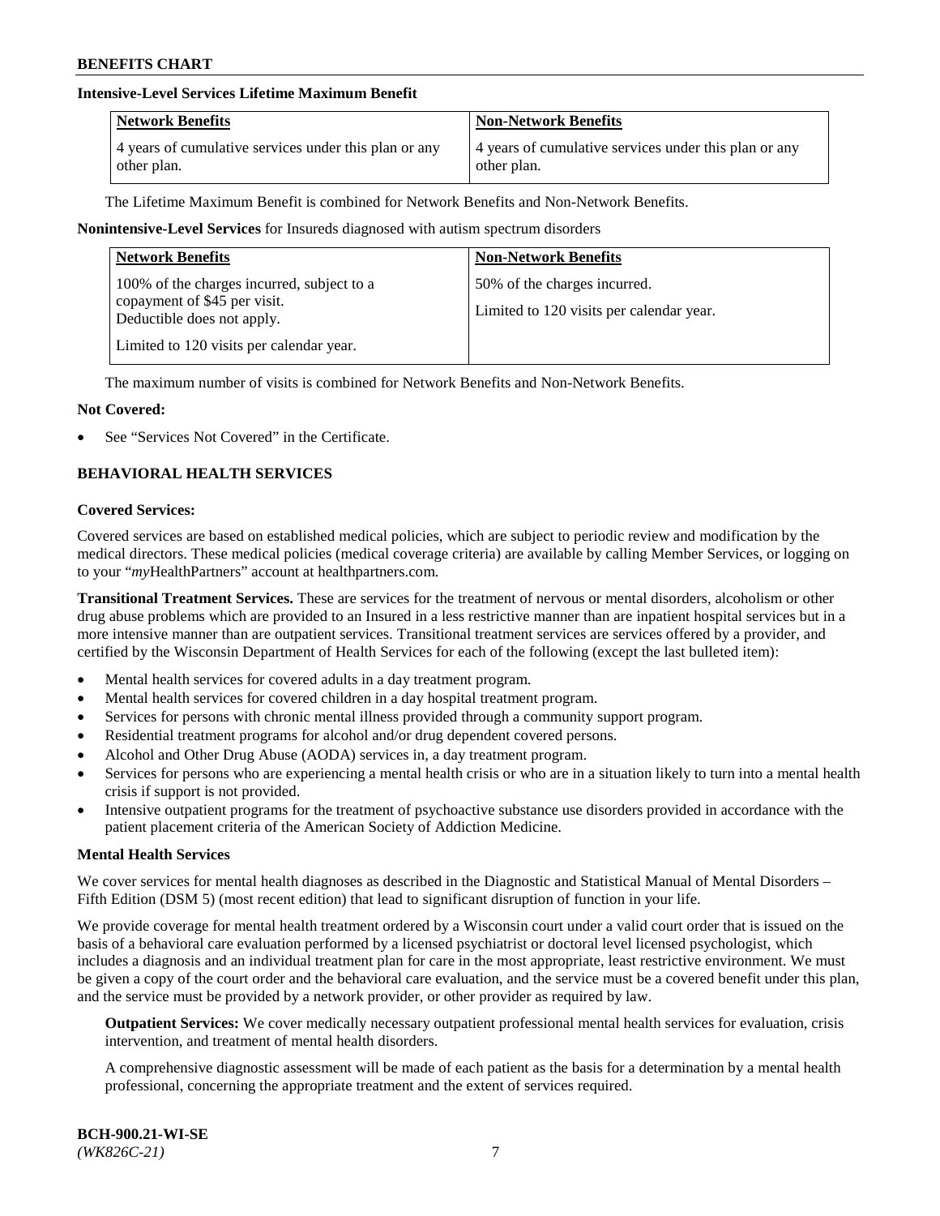**Intensive-Level Services Lifetime Maximum Benefit**

| Network Benefits | Non-Network Benefits |
|---|---|
| 4 years of cumulative services under this plan or any other plan. | 4 years of cumulative services under this plan or any other plan. |

The Lifetime Maximum Benefit is combined for Network Benefits and Non-Network Benefits.

**Nonintensive-Level Services** for Insureds diagnosed with autism spectrum disorders

| Network Benefits | Non-Network Benefits |
|---|---|
| 100% of the charges incurred, subject to a copayment of $45 per visit. Deductible does not apply.<br><br>Limited to 120 visits per calendar year. | 50% of the charges incurred.<br><br>Limited to 120 visits per calendar year. |

The maximum number of visits is combined for Network Benefits and Non-Network Benefits.

**Not Covered:**

- See "Services Not Covered" in the Certificate.

## BEHAVIORAL HEALTH SERVICES

**Covered Services:**

Covered services are based on established medical policies, which are subject to periodic review and modification by the medical directors. These medical policies (medical coverage criteria) are available by calling Member Services, or logging on to your "*my*HealthPartners" account at healthpartners.com.

**Transitional Treatment Services.** These are services for the treatment of nervous or mental disorders, alcoholism or other drug abuse problems which are provided to an Insured in a less restrictive manner than are inpatient hospital services but in a more intensive manner than are outpatient services. Transitional treatment services are services offered by a provider, and certified by the Wisconsin Department of Health Services for each of the following (except the last bulleted item):

- Mental health services for covered adults in a day treatment program.
- Mental health services for covered children in a day hospital treatment program.
- Services for persons with chronic mental illness provided through a community support program.
- Residential treatment programs for alcohol and/or drug dependent covered persons.
- Alcohol and Other Drug Abuse (AODA) services in, a day treatment program.
- Services for persons who are experiencing a mental health crisis or who are in a situation likely to turn into a mental health crisis if support is not provided.
- Intensive outpatient programs for the treatment of psychoactive substance use disorders provided in accordance with the patient placement criteria of the American Society of Addiction Medicine.

**Mental Health Services**

We cover services for mental health diagnoses as described in the Diagnostic and Statistical Manual of Mental Disorders – Fifth Edition (DSM 5) (most recent edition) that lead to significant disruption of function in your life.

We provide coverage for mental health treatment ordered by a Wisconsin court under a valid court order that is issued on the basis of a behavioral care evaluation performed by a licensed psychiatrist or doctoral level licensed psychologist, which includes a diagnosis and an individual treatment plan for care in the most appropriate, least restrictive environment. We must be given a copy of the court order and the behavioral care evaluation, and the service must be a covered benefit under this plan, and the service must be provided by a network provider, or other provider as required by law.

**Outpatient Services:** We cover medically necessary outpatient professional mental health services for evaluation, crisis intervention, and treatment of mental health disorders.

A comprehensive diagnostic assessment will be made of each patient as the basis for a determination by a mental health professional, concerning the appropriate treatment and the extent of services required.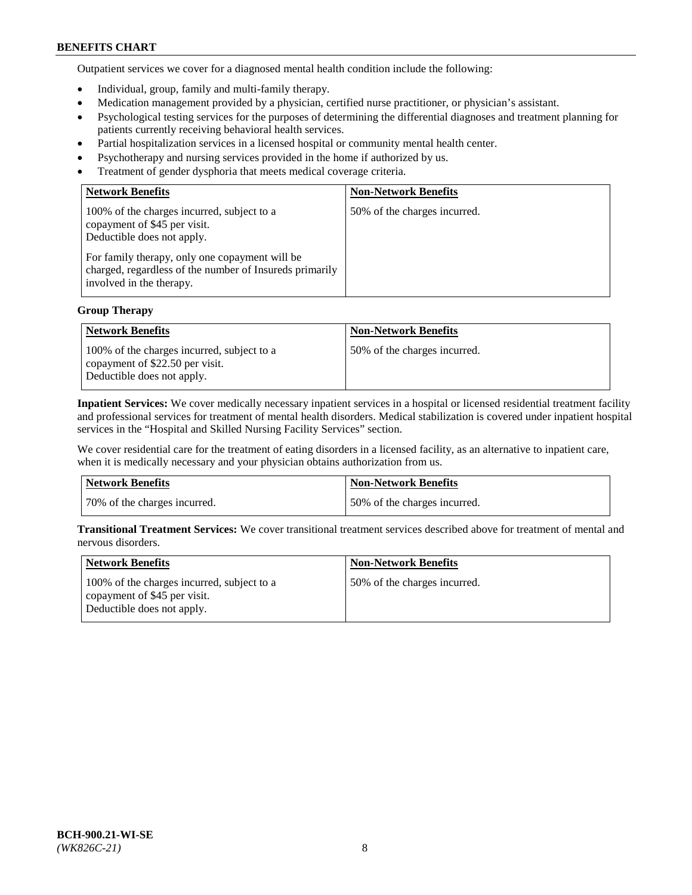Outpatient services we cover for a diagnosed mental health condition include the following:

- Individual, group, family and multi-family therapy.
- Medication management provided by a physician, certified nurse practitioner, or physician's assistant.
- Psychological testing services for the purposes of determining the differential diagnoses and treatment planning for patients currently receiving behavioral health services.
- Partial hospitalization services in a licensed hospital or community mental health center.
- Psychotherapy and nursing services provided in the home if authorized by us.
- Treatment of gender dysphoria that meets medical coverage criteria.

| Network Benefits | Non-Network Benefits |
|---|---|
| 100% of the charges incurred, subject to a copayment of $45 per visit. Deductible does not apply.<br><br>For family therapy, only one copayment will be charged, regardless of the number of Insureds primarily involved in the therapy. | 50% of the charges incurred. |

**Group Therapy**

| Network Benefits | Non-Network Benefits |
|---|---|
| 100% of the charges incurred, subject to a copayment of $22.50 per visit. Deductible does not apply. | 50% of the charges incurred. |

**Inpatient Services:** We cover medically necessary inpatient services in a hospital or licensed residential treatment facility and professional services for treatment of mental health disorders. Medical stabilization is covered under inpatient hospital services in the "Hospital and Skilled Nursing Facility Services" section.

We cover residential care for the treatment of eating disorders in a licensed facility, as an alternative to inpatient care, when it is medically necessary and your physician obtains authorization from us.

| Network Benefits | Non-Network Benefits |
|---|---|
| 70% of the charges incurred. | 50% of the charges incurred. |

**Transitional Treatment Services:** We cover transitional treatment services described above for treatment of mental and nervous disorders.

| Network Benefits | Non-Network Benefits |
|---|---|
| 100% of the charges incurred, subject to a copayment of $45 per visit. Deductible does not apply. | 50% of the charges incurred. |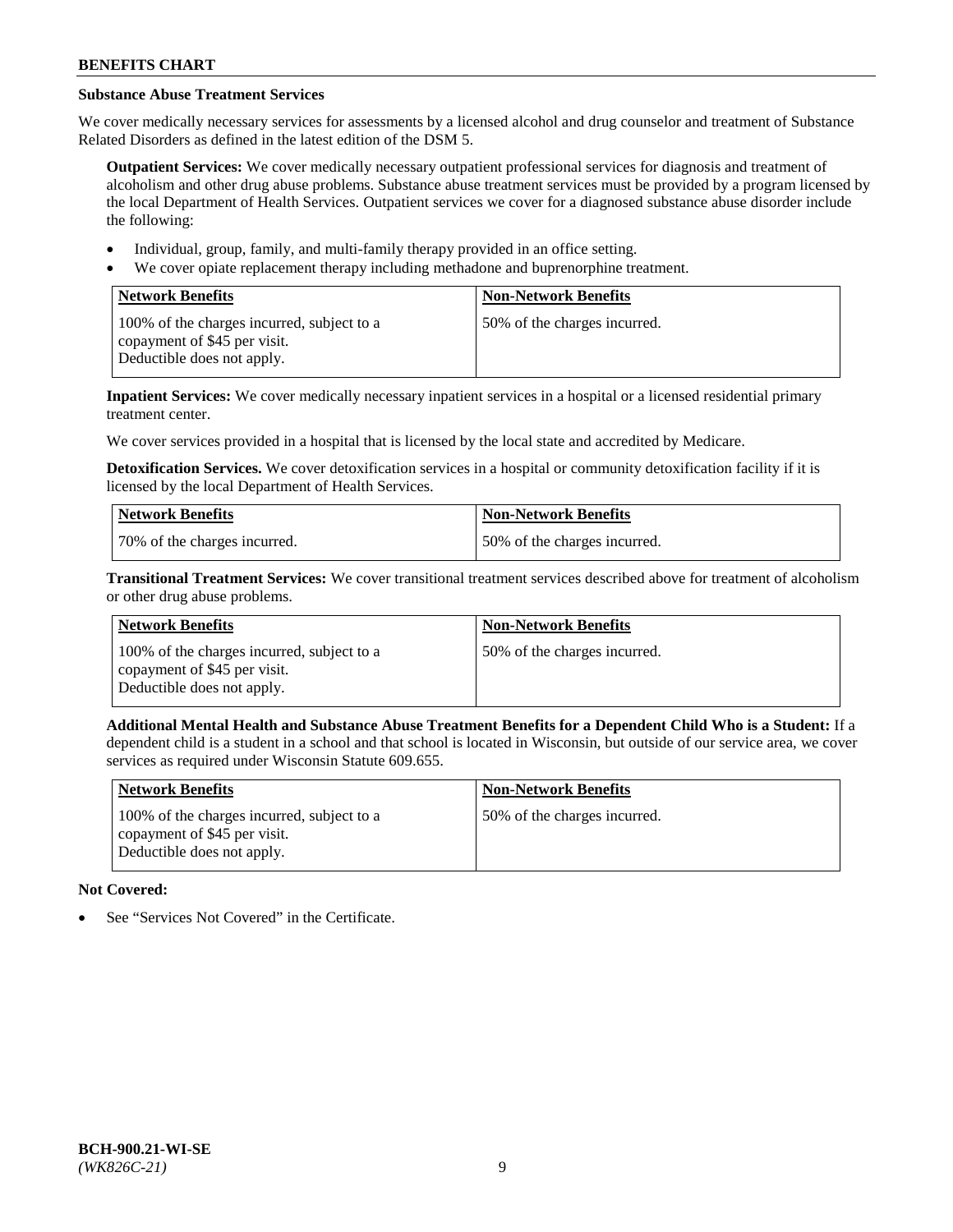### Substance Abuse Treatment Services

We cover medically necessary services for assessments by a licensed alcohol and drug counselor and treatment of Substance Related Disorders as defined in the latest edition of the DSM 5.

**Outpatient Services:** We cover medically necessary outpatient professional services for diagnosis and treatment of alcoholism and other drug abuse problems. Substance abuse treatment services must be provided by a program licensed by the local Department of Health Services. Outpatient services we cover for a diagnosed substance abuse disorder include the following:

- Individual, group, family, and multi-family therapy provided in an office setting.
- We cover opiate replacement therapy including methadone and buprenorphine treatment.

| Network Benefits | Non-Network Benefits |
|---|---|
| 100% of the charges incurred, subject to a copayment of $45 per visit. Deductible does not apply. | 50% of the charges incurred. |

**Inpatient Services:** We cover medically necessary inpatient services in a hospital or a licensed residential primary treatment center.

We cover services provided in a hospital that is licensed by the local state and accredited by Medicare.

**Detoxification Services.** We cover detoxification services in a hospital or community detoxification facility if it is licensed by the local Department of Health Services.

| Network Benefits | Non-Network Benefits |
|---|---|
| 70% of the charges incurred. | 50% of the charges incurred. |

**Transitional Treatment Services:** We cover transitional treatment services described above for treatment of alcoholism or other drug abuse problems.

| Network Benefits | Non-Network Benefits |
|---|---|
| 100% of the charges incurred, subject to a copayment of $45 per visit. Deductible does not apply. | 50% of the charges incurred. |

**Additional Mental Health and Substance Abuse Treatment Benefits for a Dependent Child Who is a Student:** If a dependent child is a student in a school and that school is located in Wisconsin, but outside of our service area, we cover services as required under Wisconsin Statute 609.655.

| Network Benefits | Non-Network Benefits |
|---|---|
| 100% of the charges incurred, subject to a copayment of $45 per visit. Deductible does not apply. | 50% of the charges incurred. |

**Not Covered:**

- See "Services Not Covered" in the Certificate.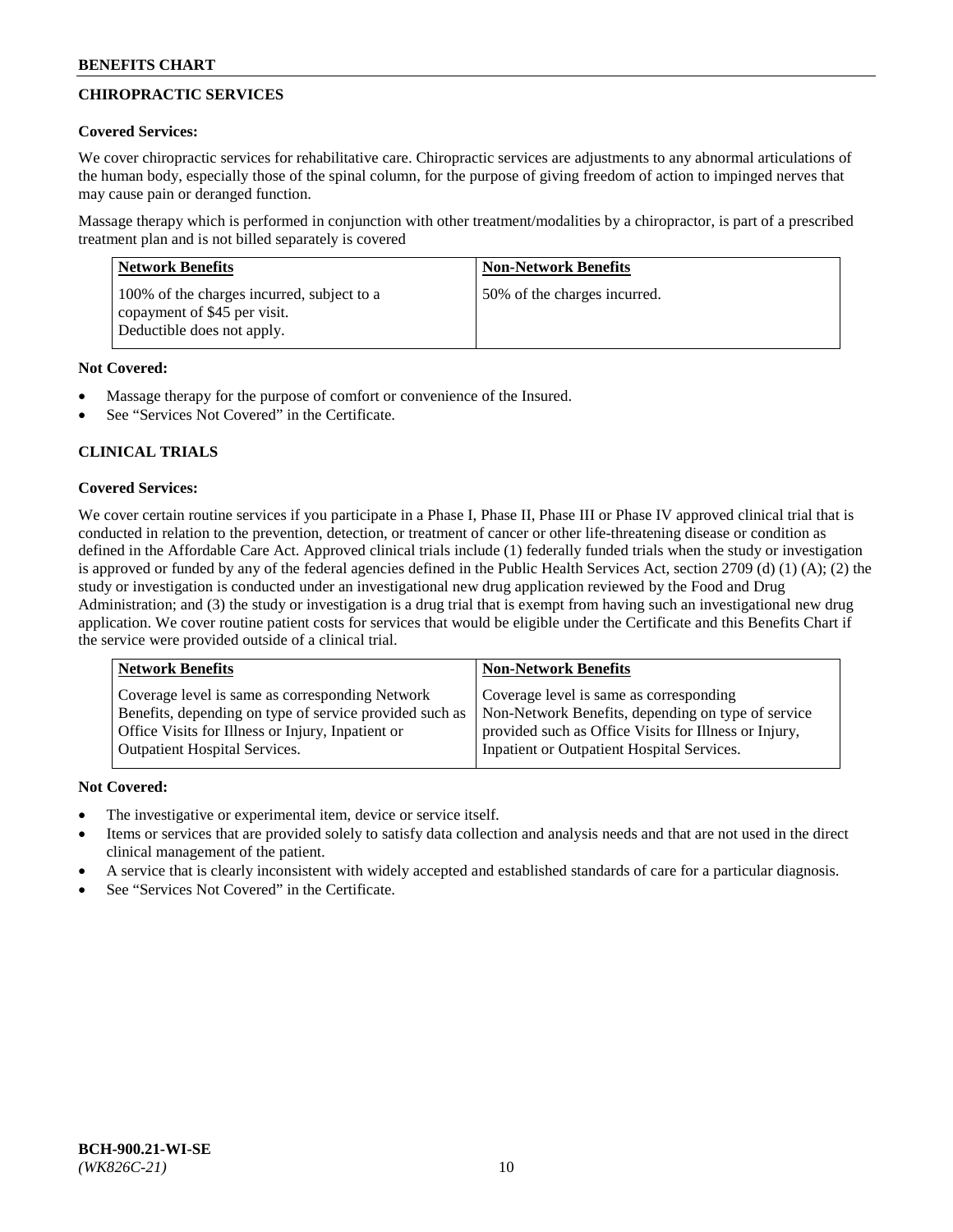## CHIROPRACTIC SERVICES

**Covered Services:**

We cover chiropractic services for rehabilitative care. Chiropractic services are adjustments to any abnormal articulations of the human body, especially those of the spinal column, for the purpose of giving freedom of action to impinged nerves that may cause pain or deranged function.

Massage therapy which is performed in conjunction with other treatment/modalities by a chiropractor, is part of a prescribed treatment plan and is not billed separately is covered

| Network Benefits | Non-Network Benefits |
|---|---|
| 100% of the charges incurred, subject to a copayment of $45 per visit. Deductible does not apply. | 50% of the charges incurred. |

**Not Covered:**

- Massage therapy for the purpose of comfort or convenience of the Insured.
- See "Services Not Covered" in the Certificate.

## CLINICAL TRIALS

**Covered Services:**

We cover certain routine services if you participate in a Phase I, Phase II, Phase III or Phase IV approved clinical trial that is conducted in relation to the prevention, detection, or treatment of cancer or other life-threatening disease or condition as defined in the Affordable Care Act. Approved clinical trials include (1) federally funded trials when the study or investigation is approved or funded by any of the federal agencies defined in the Public Health Services Act, section 2709 (d) (1) (A); (2) the study or investigation is conducted under an investigational new drug application reviewed by the Food and Drug Administration; and (3) the study or investigation is a drug trial that is exempt from having such an investigational new drug application. We cover routine patient costs for services that would be eligible under the Certificate and this Benefits Chart if the service were provided outside of a clinical trial.

| Network Benefits | Non-Network Benefits |
|---|---|
| Coverage level is same as corresponding Network Benefits, depending on type of service provided such as Office Visits for Illness or Injury, Inpatient or Outpatient Hospital Services. | Coverage level is same as corresponding Non-Network Benefits, depending on type of service provided such as Office Visits for Illness or Injury, Inpatient or Outpatient Hospital Services. |

**Not Covered:**

- The investigative or experimental item, device or service itself.
- Items or services that are provided solely to satisfy data collection and analysis needs and that are not used in the direct clinical management of the patient.
- A service that is clearly inconsistent with widely accepted and established standards of care for a particular diagnosis.
- See "Services Not Covered" in the Certificate.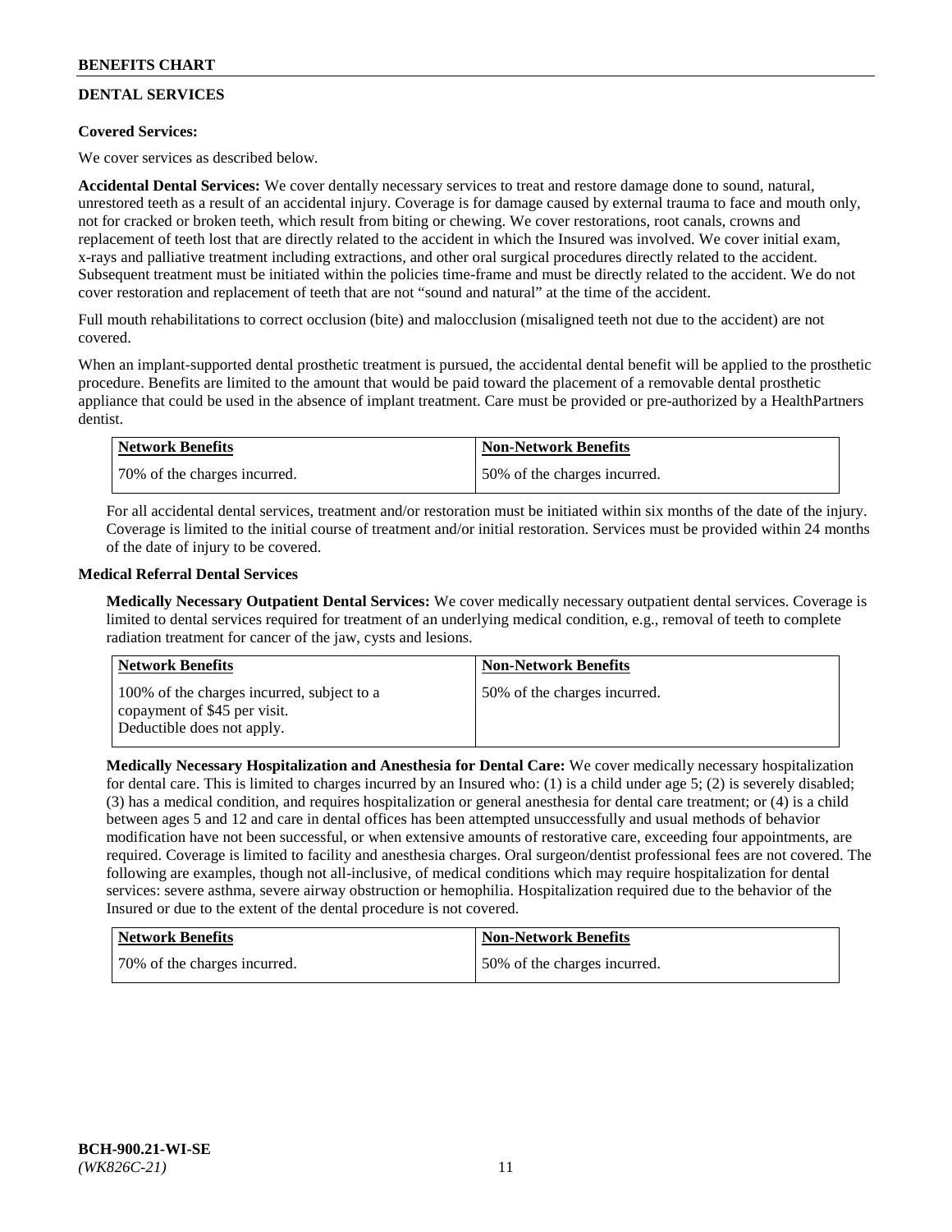## DENTAL SERVICES

**Covered Services:**

We cover services as described below.

**Accidental Dental Services:** We cover dentally necessary services to treat and restore damage done to sound, natural, unrestored teeth as a result of an accidental injury. Coverage is for damage caused by external trauma to face and mouth only, not for cracked or broken teeth, which result from biting or chewing. We cover restorations, root canals, crowns and replacement of teeth lost that are directly related to the accident in which the Insured was involved. We cover initial exam, x-rays and palliative treatment including extractions, and other oral surgical procedures directly related to the accident. Subsequent treatment must be initiated within the policies time-frame and must be directly related to the accident. We do not cover restoration and replacement of teeth that are not "sound and natural" at the time of the accident.

Full mouth rehabilitations to correct occlusion (bite) and malocclusion (misaligned teeth not due to the accident) are not covered.

When an implant-supported dental prosthetic treatment is pursued, the accidental dental benefit will be applied to the prosthetic procedure. Benefits are limited to the amount that would be paid toward the placement of a removable dental prosthetic appliance that could be used in the absence of implant treatment. Care must be provided or pre-authorized by a HealthPartners dentist.

| Network Benefits | Non-Network Benefits |
|---|---|
| 70% of the charges incurred. | 50% of the charges incurred. |

For all accidental dental services, treatment and/or restoration must be initiated within six months of the date of the injury. Coverage is limited to the initial course of treatment and/or initial restoration. Services must be provided within 24 months of the date of injury to be covered.

**Medical Referral Dental Services**

**Medically Necessary Outpatient Dental Services:** We cover medically necessary outpatient dental services. Coverage is limited to dental services required for treatment of an underlying medical condition, e.g., removal of teeth to complete radiation treatment for cancer of the jaw, cysts and lesions.

| Network Benefits | Non-Network Benefits |
|---|---|
| 100% of the charges incurred, subject to a copayment of $45 per visit. Deductible does not apply. | 50% of the charges incurred. |

**Medically Necessary Hospitalization and Anesthesia for Dental Care:** We cover medically necessary hospitalization for dental care. This is limited to charges incurred by an Insured who: (1) is a child under age 5; (2) is severely disabled; (3) has a medical condition, and requires hospitalization or general anesthesia for dental care treatment; or (4) is a child between ages 5 and 12 and care in dental offices has been attempted unsuccessfully and usual methods of behavior modification have not been successful, or when extensive amounts of restorative care, exceeding four appointments, are required. Coverage is limited to facility and anesthesia charges. Oral surgeon/dentist professional fees are not covered. The following are examples, though not all-inclusive, of medical conditions which may require hospitalization for dental services: severe asthma, severe airway obstruction or hemophilia. Hospitalization required due to the behavior of the Insured or due to the extent of the dental procedure is not covered.

| Network Benefits | Non-Network Benefits |
|---|---|
| 70% of the charges incurred. | 50% of the charges incurred. |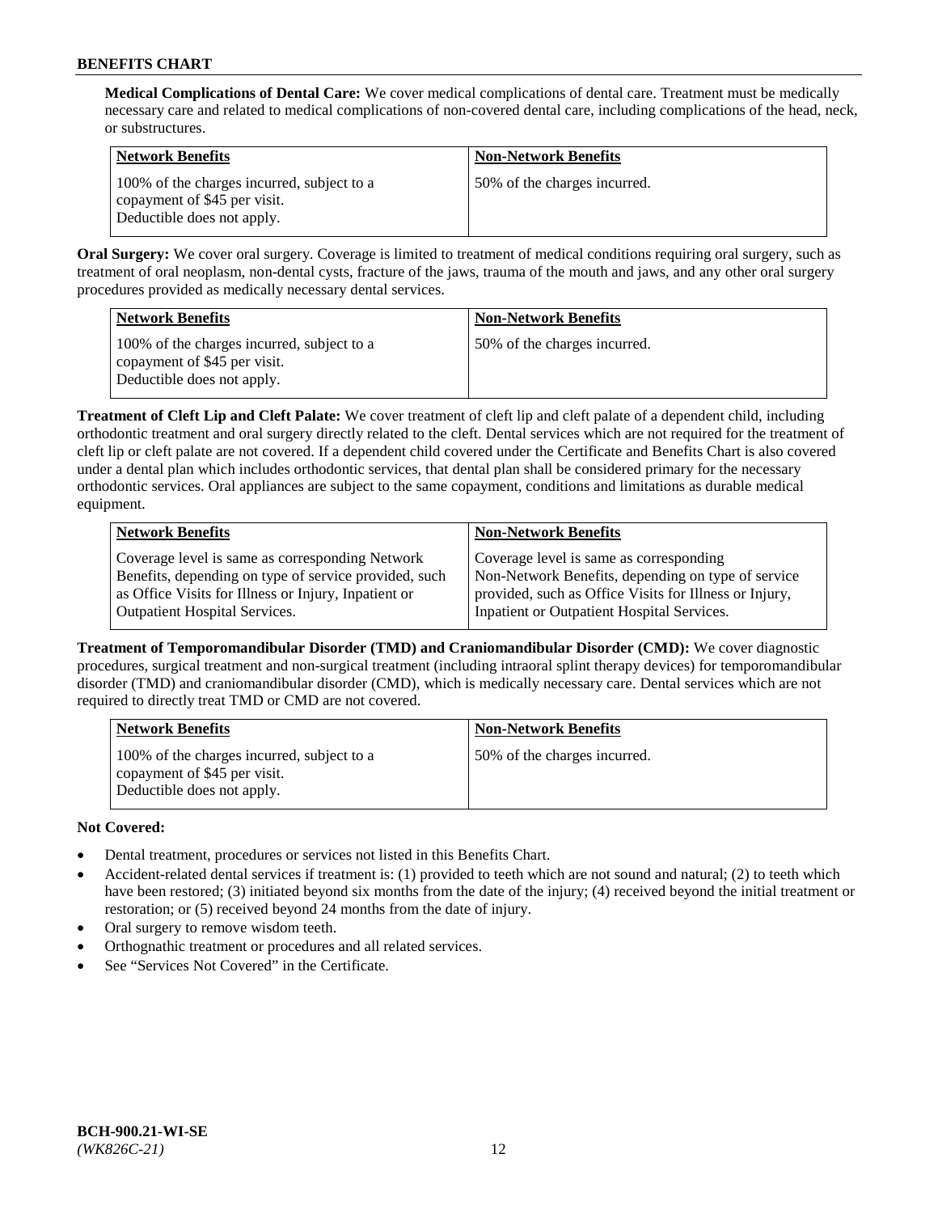**Medical Complications of Dental Care:** We cover medical complications of dental care. Treatment must be medically necessary care and related to medical complications of non-covered dental care, including complications of the head, neck, or substructures.

| Network Benefits | Non-Network Benefits |
|---|---|
| 100% of the charges incurred, subject to a copayment of $45 per visit. Deductible does not apply. | 50% of the charges incurred. |

**Oral Surgery:** We cover oral surgery. Coverage is limited to treatment of medical conditions requiring oral surgery, such as treatment of oral neoplasm, non-dental cysts, fracture of the jaws, trauma of the mouth and jaws, and any other oral surgery procedures provided as medically necessary dental services.

| Network Benefits | Non-Network Benefits |
|---|---|
| 100% of the charges incurred, subject to a copayment of $45 per visit. Deductible does not apply. | 50% of the charges incurred. |

**Treatment of Cleft Lip and Cleft Palate:** We cover treatment of cleft lip and cleft palate of a dependent child, including orthodontic treatment and oral surgery directly related to the cleft. Dental services which are not required for the treatment of cleft lip or cleft palate are not covered. If a dependent child covered under the Certificate and Benefits Chart is also covered under a dental plan which includes orthodontic services, that dental plan shall be considered primary for the necessary orthodontic services. Oral appliances are subject to the same copayment, conditions and limitations as durable medical equipment.

| Network Benefits | Non-Network Benefits |
|---|---|
| Coverage level is same as corresponding Network Benefits, depending on type of service provided, such as Office Visits for Illness or Injury, Inpatient or Outpatient Hospital Services. | Coverage level is same as corresponding Non-Network Benefits, depending on type of service provided, such as Office Visits for Illness or Injury, Inpatient or Outpatient Hospital Services. |

**Treatment of Temporomandibular Disorder (TMD) and Craniomandibular Disorder (CMD):** We cover diagnostic procedures, surgical treatment and non-surgical treatment (including intraoral splint therapy devices) for temporomandibular disorder (TMD) and craniomandibular disorder (CMD), which is medically necessary care. Dental services which are not required to directly treat TMD or CMD are not covered.

| Network Benefits | Non-Network Benefits |
|---|---|
| 100% of the charges incurred, subject to a copayment of $45 per visit. Deductible does not apply. | 50% of the charges incurred. |

**Not Covered:**

- Dental treatment, procedures or services not listed in this Benefits Chart.
- Accident-related dental services if treatment is: (1) provided to teeth which are not sound and natural; (2) to teeth which have been restored; (3) initiated beyond six months from the date of the injury; (4) received beyond the initial treatment or restoration; or (5) received beyond 24 months from the date of injury.
- Oral surgery to remove wisdom teeth.
- Orthognathic treatment or procedures and all related services.
- See "Services Not Covered" in the Certificate.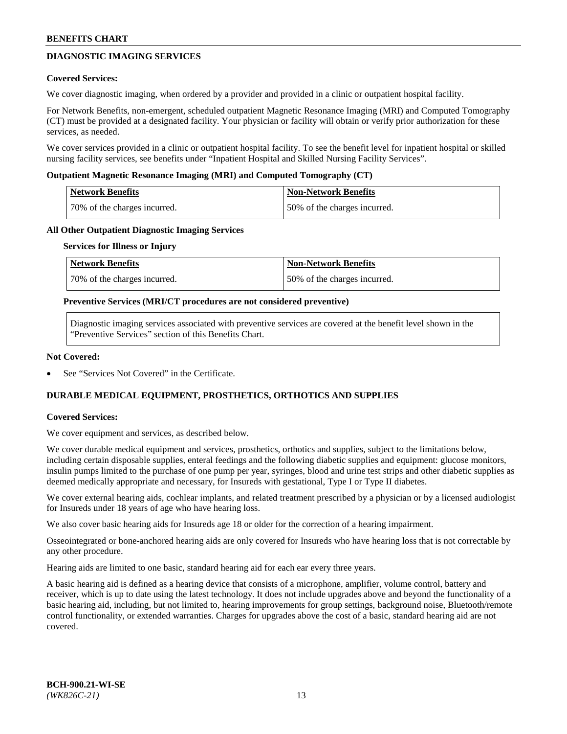## DIAGNOSTIC IMAGING SERVICES

**Covered Services:**

We cover diagnostic imaging, when ordered by a provider and provided in a clinic or outpatient hospital facility.

For Network Benefits, non-emergent, scheduled outpatient Magnetic Resonance Imaging (MRI) and Computed Tomography (CT) must be provided at a designated facility. Your physician or facility will obtain or verify prior authorization for these services, as needed.

We cover services provided in a clinic or outpatient hospital facility. To see the benefit level for inpatient hospital or skilled nursing facility services, see benefits under "Inpatient Hospital and Skilled Nursing Facility Services".

**Outpatient Magnetic Resonance Imaging (MRI) and Computed Tomography (CT)**

| Network Benefits | Non-Network Benefits |
|---|---|
| 70% of the charges incurred. | 50% of the charges incurred. |

**All Other Outpatient Diagnostic Imaging Services**

**Services for Illness or Injury**

| Network Benefits | Non-Network Benefits |
|---|---|
| 70% of the charges incurred. | 50% of the charges incurred. |

**Preventive Services (MRI/CT procedures are not considered preventive)**

Diagnostic imaging services associated with preventive services are covered at the benefit level shown in the "Preventive Services" section of this Benefits Chart.

**Not Covered:**

- See "Services Not Covered" in the Certificate.

## DURABLE MEDICAL EQUIPMENT, PROSTHETICS, ORTHOTICS AND SUPPLIES

**Covered Services:**

We cover equipment and services, as described below.

We cover durable medical equipment and services, prosthetics, orthotics and supplies, subject to the limitations below, including certain disposable supplies, enteral feedings and the following diabetic supplies and equipment: glucose monitors, insulin pumps limited to the purchase of one pump per year, syringes, blood and urine test strips and other diabetic supplies as deemed medically appropriate and necessary, for Insureds with gestational, Type I or Type II diabetes.

We cover external hearing aids, cochlear implants, and related treatment prescribed by a physician or by a licensed audiologist for Insureds under 18 years of age who have hearing loss.

We also cover basic hearing aids for Insureds age 18 or older for the correction of a hearing impairment.

Osseointegrated or bone-anchored hearing aids are only covered for Insureds who have hearing loss that is not correctable by any other procedure.

Hearing aids are limited to one basic, standard hearing aid for each ear every three years.

A basic hearing aid is defined as a hearing device that consists of a microphone, amplifier, volume control, battery and receiver, which is up to date using the latest technology. It does not include upgrades above and beyond the functionality of a basic hearing aid, including, but not limited to, hearing improvements for group settings, background noise, Bluetooth/remote control functionality, or extended warranties. Charges for upgrades above the cost of a basic, standard hearing aid are not covered.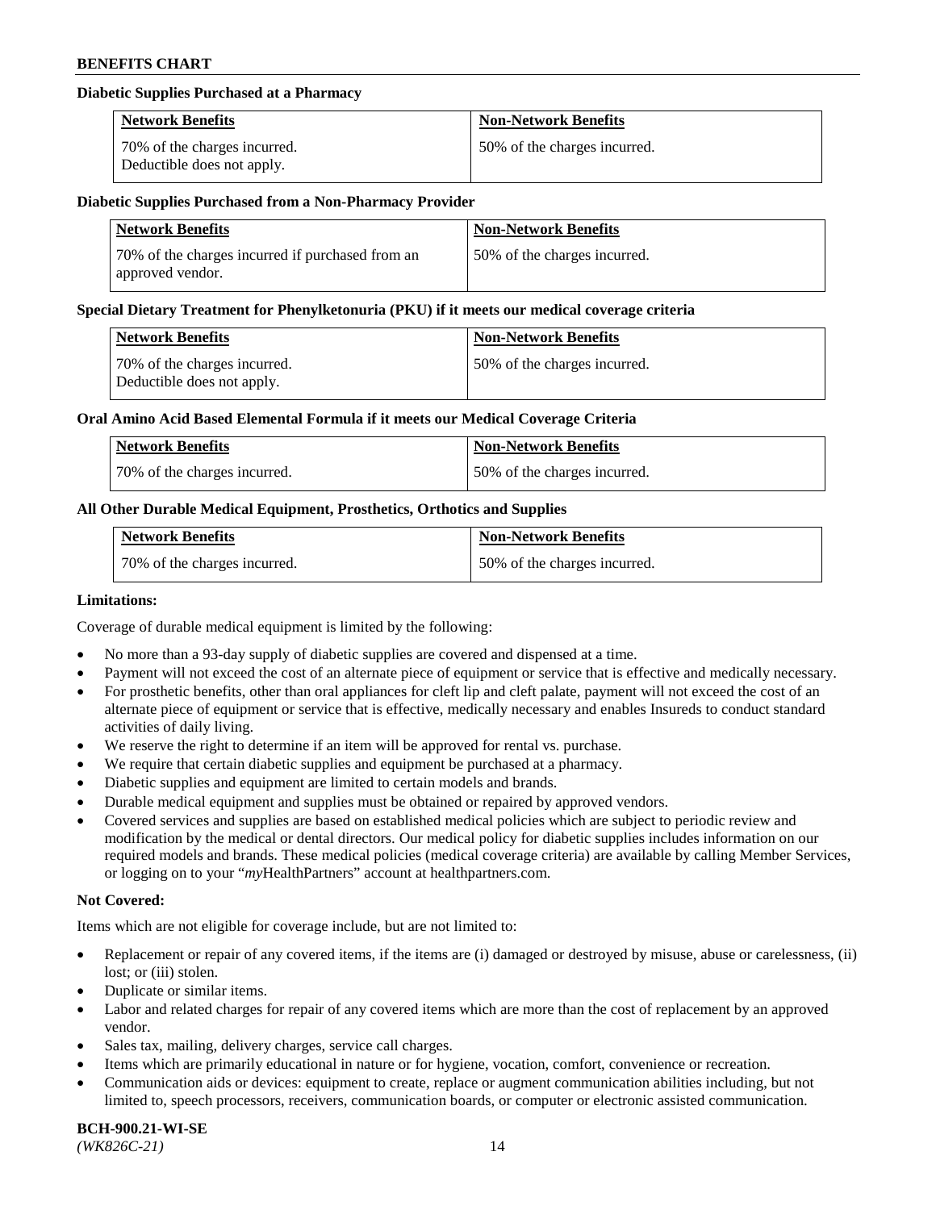**Diabetic Supplies Purchased at a Pharmacy**

| Network Benefits | Non-Network Benefits |
| --- | --- |
| 70% of the charges incurred. Deductible does not apply. | 50% of the charges incurred. |

**Diabetic Supplies Purchased from a Non-Pharmacy Provider**

| Network Benefits | Non-Network Benefits |
| --- | --- |
| 70% of the charges incurred if purchased from an approved vendor. | 50% of the charges incurred. |

**Special Dietary Treatment for Phenylketonuria (PKU) if it meets our medical coverage criteria**

| Network Benefits | Non-Network Benefits |
| --- | --- |
| 70% of the charges incurred. Deductible does not apply. | 50% of the charges incurred. |

**Oral Amino Acid Based Elemental Formula if it meets our Medical Coverage Criteria**

| Network Benefits | Non-Network Benefits |
| --- | --- |
| 70% of the charges incurred. | 50% of the charges incurred. |

**All Other Durable Medical Equipment, Prosthetics, Orthotics and Supplies**

| Network Benefits | Non-Network Benefits |
| --- | --- |
| 70% of the charges incurred. | 50% of the charges incurred. |

**Limitations:**

Coverage of durable medical equipment is limited by the following:

- No more than a 93-day supply of diabetic supplies are covered and dispensed at a time.
- Payment will not exceed the cost of an alternate piece of equipment or service that is effective and medically necessary.
- For prosthetic benefits, other than oral appliances for cleft lip and cleft palate, payment will not exceed the cost of an alternate piece of equipment or service that is effective, medically necessary and enables Insureds to conduct standard activities of daily living.
- We reserve the right to determine if an item will be approved for rental vs. purchase.
- We require that certain diabetic supplies and equipment be purchased at a pharmacy.
- Diabetic supplies and equipment are limited to certain models and brands.
- Durable medical equipment and supplies must be obtained or repaired by approved vendors.
- Covered services and supplies are based on established medical policies which are subject to periodic review and modification by the medical or dental directors. Our medical policy for diabetic supplies includes information on our required models and brands. These medical policies (medical coverage criteria) are available by calling Member Services, or logging on to your "*my*HealthPartners" account at healthpartners.com.

**Not Covered:**

Items which are not eligible for coverage include, but are not limited to:

- Replacement or repair of any covered items, if the items are (i) damaged or destroyed by misuse, abuse or carelessness, (ii) lost; or (iii) stolen.
- Duplicate or similar items.
- Labor and related charges for repair of any covered items which are more than the cost of replacement by an approved vendor.
- Sales tax, mailing, delivery charges, service call charges.
- Items which are primarily educational in nature or for hygiene, vocation, comfort, convenience or recreation.
- Communication aids or devices: equipment to create, replace or augment communication abilities including, but not limited to, speech processors, receivers, communication boards, or computer or electronic assisted communication.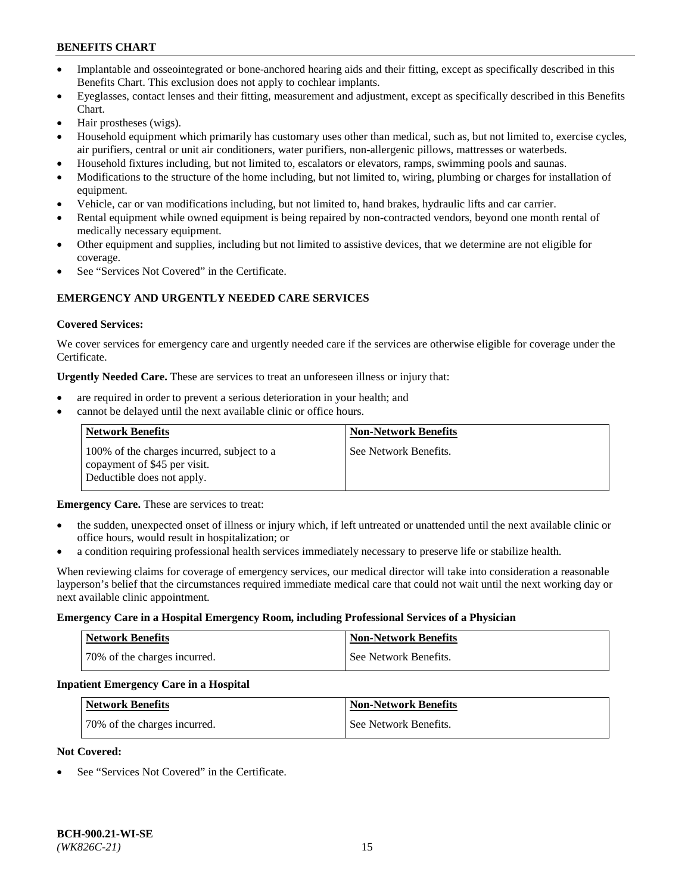- Implantable and osseointegrated or bone-anchored hearing aids and their fitting, except as specifically described in this Benefits Chart. This exclusion does not apply to cochlear implants.
- Eyeglasses, contact lenses and their fitting, measurement and adjustment, except as specifically described in this Benefits Chart.
- Hair prostheses (wigs).
- Household equipment which primarily has customary uses other than medical, such as, but not limited to, exercise cycles, air purifiers, central or unit air conditioners, water purifiers, non-allergenic pillows, mattresses or waterbeds.
- Household fixtures including, but not limited to, escalators or elevators, ramps, swimming pools and saunas.
- Modifications to the structure of the home including, but not limited to, wiring, plumbing or charges for installation of equipment.
- Vehicle, car or van modifications including, but not limited to, hand brakes, hydraulic lifts and car carrier.
- Rental equipment while owned equipment is being repaired by non-contracted vendors, beyond one month rental of medically necessary equipment.
- Other equipment and supplies, including but not limited to assistive devices, that we determine are not eligible for coverage.
- See "Services Not Covered" in the Certificate.

## EMERGENCY AND URGENTLY NEEDED CARE SERVICES

**Covered Services:**

We cover services for emergency care and urgently needed care if the services are otherwise eligible for coverage under the Certificate.

**Urgently Needed Care.** These are services to treat an unforeseen illness or injury that:

- are required in order to prevent a serious deterioration in your health; and
- cannot be delayed until the next available clinic or office hours.

| Network Benefits | Non-Network Benefits |
|---|---|
| 100% of the charges incurred, subject to a copayment of $45 per visit. Deductible does not apply. | See Network Benefits. |

**Emergency Care.** These are services to treat:

- the sudden, unexpected onset of illness or injury which, if left untreated or unattended until the next available clinic or office hours, would result in hospitalization; or
- a condition requiring professional health services immediately necessary to preserve life or stabilize health.

When reviewing claims for coverage of emergency services, our medical director will take into consideration a reasonable layperson's belief that the circumstances required immediate medical care that could not wait until the next working day or next available clinic appointment.

**Emergency Care in a Hospital Emergency Room, including Professional Services of a Physician**

| Network Benefits | Non-Network Benefits |
|---|---|
| 70% of the charges incurred. | See Network Benefits. |

**Inpatient Emergency Care in a Hospital**

| Network Benefits | Non-Network Benefits |
|---|---|
| 70% of the charges incurred. | See Network Benefits. |

**Not Covered:**

- See "Services Not Covered" in the Certificate.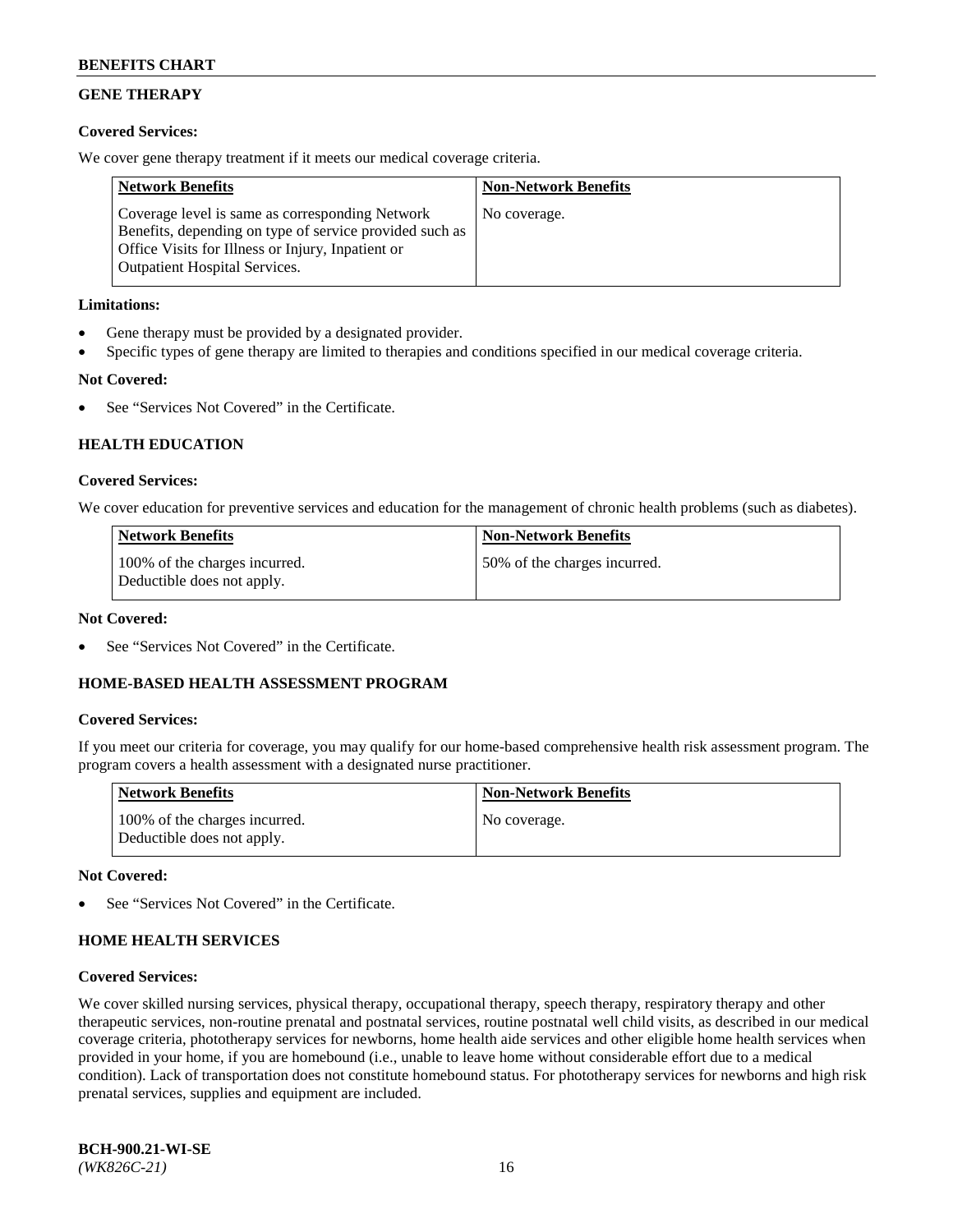## GENE THERAPY

**Covered Services:**

We cover gene therapy treatment if it meets our medical coverage criteria.

| Network Benefits | Non-Network Benefits |
|---|---|
| Coverage level is same as corresponding Network Benefits, depending on type of service provided such as Office Visits for Illness or Injury, Inpatient or Outpatient Hospital Services. | No coverage. |

**Limitations:**

- Gene therapy must be provided by a designated provider.
- Specific types of gene therapy are limited to therapies and conditions specified in our medical coverage criteria.

**Not Covered:**

- See "Services Not Covered" in the Certificate.

## HEALTH EDUCATION

**Covered Services:**

We cover education for preventive services and education for the management of chronic health problems (such as diabetes).

| Network Benefits | Non-Network Benefits |
|---|---|
| 100% of the charges incurred. Deductible does not apply. | 50% of the charges incurred. |

**Not Covered:**

- See "Services Not Covered" in the Certificate.

## HOME-BASED HEALTH ASSESSMENT PROGRAM

**Covered Services:**

If you meet our criteria for coverage, you may qualify for our home-based comprehensive health risk assessment program. The program covers a health assessment with a designated nurse practitioner.

| Network Benefits | Non-Network Benefits |
|---|---|
| 100% of the charges incurred. Deductible does not apply. | No coverage. |

**Not Covered:**

- See "Services Not Covered" in the Certificate.

## HOME HEALTH SERVICES

**Covered Services:**

We cover skilled nursing services, physical therapy, occupational therapy, speech therapy, respiratory therapy and other therapeutic services, non-routine prenatal and postnatal services, routine postnatal well child visits, as described in our medical coverage criteria, phototherapy services for newborns, home health aide services and other eligible home health services when provided in your home, if you are homebound (i.e., unable to leave home without considerable effort due to a medical condition). Lack of transportation does not constitute homebound status. For phototherapy services for newborns and high risk prenatal services, supplies and equipment are included.

BCH-900.21-WI-SE
*(WK826C-21)*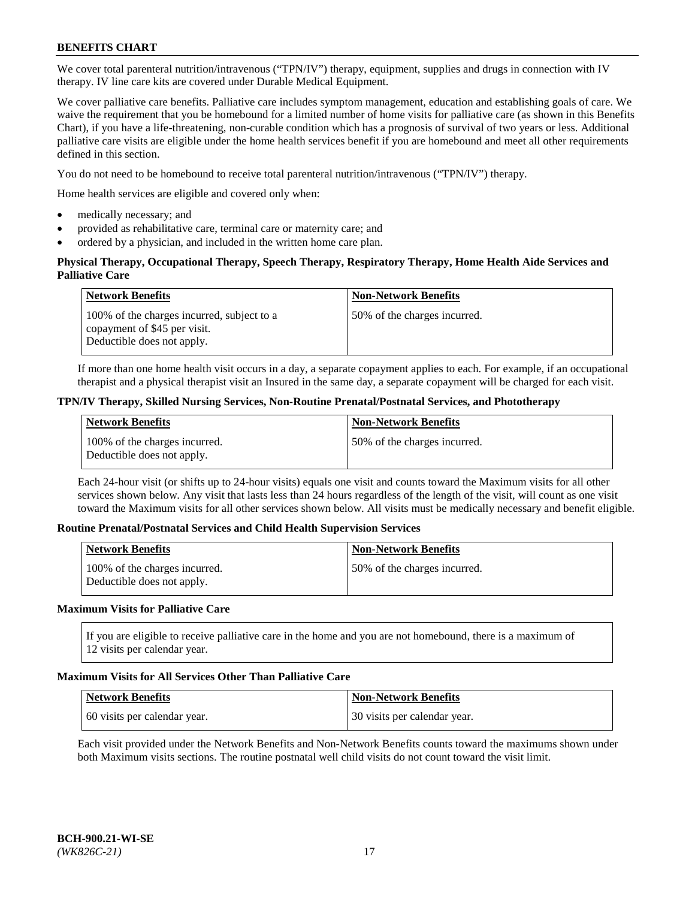We cover total parenteral nutrition/intravenous ("TPN/IV") therapy, equipment, supplies and drugs in connection with IV therapy. IV line care kits are covered under Durable Medical Equipment.

We cover palliative care benefits. Palliative care includes symptom management, education and establishing goals of care. We waive the requirement that you be homebound for a limited number of home visits for palliative care (as shown in this Benefits Chart), if you have a life-threatening, non-curable condition which has a prognosis of survival of two years or less. Additional palliative care visits are eligible under the home health services benefit if you are homebound and meet all other requirements defined in this section.

You do not need to be homebound to receive total parenteral nutrition/intravenous ("TPN/IV") therapy.

Home health services are eligible and covered only when:

- medically necessary; and
- provided as rehabilitative care, terminal care or maternity care; and
- ordered by a physician, and included in the written home care plan.

**Physical Therapy, Occupational Therapy, Speech Therapy, Respiratory Therapy, Home Health Aide Services and Palliative Care**

| Network Benefits | Non-Network Benefits |
|---|---|
| 100% of the charges incurred, subject to a copayment of $45 per visit. Deductible does not apply. | 50% of the charges incurred. |

If more than one home health visit occurs in a day, a separate copayment applies to each. For example, if an occupational therapist and a physical therapist visit an Insured in the same day, a separate copayment will be charged for each visit.

**TPN/IV Therapy, Skilled Nursing Services, Non-Routine Prenatal/Postnatal Services, and Phototherapy**

| Network Benefits | Non-Network Benefits |
|---|---|
| 100% of the charges incurred. Deductible does not apply. | 50% of the charges incurred. |

Each 24-hour visit (or shifts up to 24-hour visits) equals one visit and counts toward the Maximum visits for all other services shown below. Any visit that lasts less than 24 hours regardless of the length of the visit, will count as one visit toward the Maximum visits for all other services shown below. All visits must be medically necessary and benefit eligible.

**Routine Prenatal/Postnatal Services and Child Health Supervision Services**

| Network Benefits | Non-Network Benefits |
|---|---|
| 100% of the charges incurred. Deductible does not apply. | 50% of the charges incurred. |

**Maximum Visits for Palliative Care**

| If you are eligible to receive palliative care in the home and you are not homebound, there is a maximum of 12 visits per calendar year. |
|---|

**Maximum Visits for All Services Other Than Palliative Care**

| Network Benefits | Non-Network Benefits |
|---|---|
| 60 visits per calendar year. | 30 visits per calendar year. |

Each visit provided under the Network Benefits and Non-Network Benefits counts toward the maximums shown under both Maximum visits sections. The routine postnatal well child visits do not count toward the visit limit.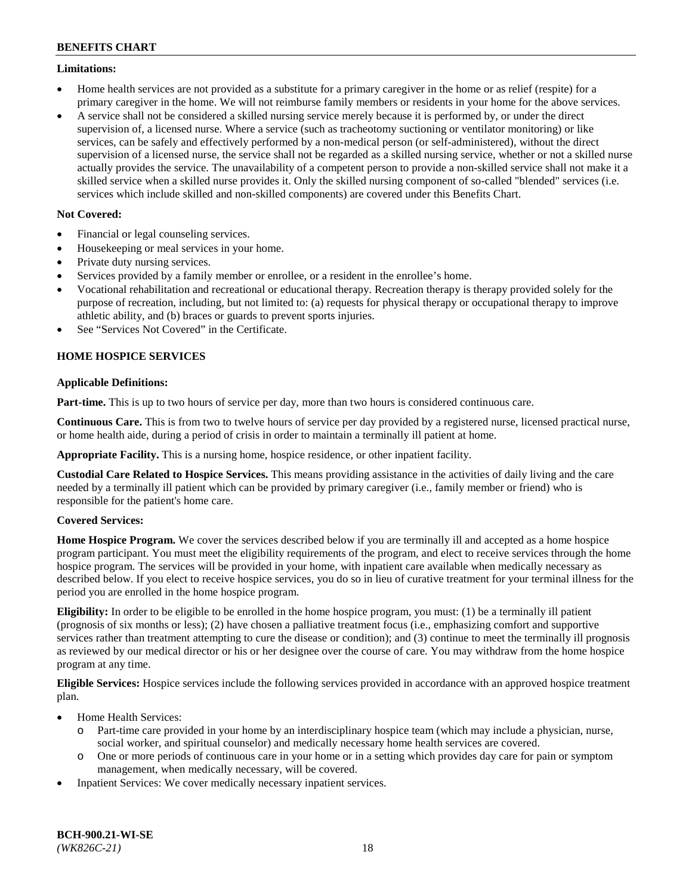**Limitations:**

- Home health services are not provided as a substitute for a primary caregiver in the home or as relief (respite) for a primary caregiver in the home. We will not reimburse family members or residents in your home for the above services.
- A service shall not be considered a skilled nursing service merely because it is performed by, or under the direct supervision of, a licensed nurse. Where a service (such as tracheotomy suctioning or ventilator monitoring) or like services, can be safely and effectively performed by a non-medical person (or self-administered), without the direct supervision of a licensed nurse, the service shall not be regarded as a skilled nursing service, whether or not a skilled nurse actually provides the service. The unavailability of a competent person to provide a non-skilled service shall not make it a skilled service when a skilled nurse provides it. Only the skilled nursing component of so-called "blended" services (i.e. services which include skilled and non-skilled components) are covered under this Benefits Chart.

**Not Covered:**

- Financial or legal counseling services.
- Housekeeping or meal services in your home.
- Private duty nursing services.
- Services provided by a family member or enrollee, or a resident in the enrollee's home.
- Vocational rehabilitation and recreational or educational therapy. Recreation therapy is therapy provided solely for the purpose of recreation, including, but not limited to: (a) requests for physical therapy or occupational therapy to improve athletic ability, and (b) braces or guards to prevent sports injuries.
- See "Services Not Covered" in the Certificate.

## HOME HOSPICE SERVICES

**Applicable Definitions:**

**Part-time.** This is up to two hours of service per day, more than two hours is considered continuous care.

**Continuous Care.** This is from two to twelve hours of service per day provided by a registered nurse, licensed practical nurse, or home health aide, during a period of crisis in order to maintain a terminally ill patient at home.

**Appropriate Facility.** This is a nursing home, hospice residence, or other inpatient facility.

**Custodial Care Related to Hospice Services.** This means providing assistance in the activities of daily living and the care needed by a terminally ill patient which can be provided by primary caregiver (i.e., family member or friend) who is responsible for the patient's home care.

**Covered Services:**

**Home Hospice Program.** We cover the services described below if you are terminally ill and accepted as a home hospice program participant. You must meet the eligibility requirements of the program, and elect to receive services through the home hospice program. The services will be provided in your home, with inpatient care available when medically necessary as described below. If you elect to receive hospice services, you do so in lieu of curative treatment for your terminal illness for the period you are enrolled in the home hospice program.

**Eligibility:** In order to be eligible to be enrolled in the home hospice program, you must: (1) be a terminally ill patient (prognosis of six months or less); (2) have chosen a palliative treatment focus (i.e., emphasizing comfort and supportive services rather than treatment attempting to cure the disease or condition); and (3) continue to meet the terminally ill prognosis as reviewed by our medical director or his or her designee over the course of care. You may withdraw from the home hospice program at any time.

**Eligible Services:** Hospice services include the following services provided in accordance with an approved hospice treatment plan.

- Home Health Services:
  - Part-time care provided in your home by an interdisciplinary hospice team (which may include a physician, nurse, social worker, and spiritual counselor) and medically necessary home health services are covered.
  - One or more periods of continuous care in your home or in a setting which provides day care for pain or symptom management, when medically necessary, will be covered.
- Inpatient Services: We cover medically necessary inpatient services.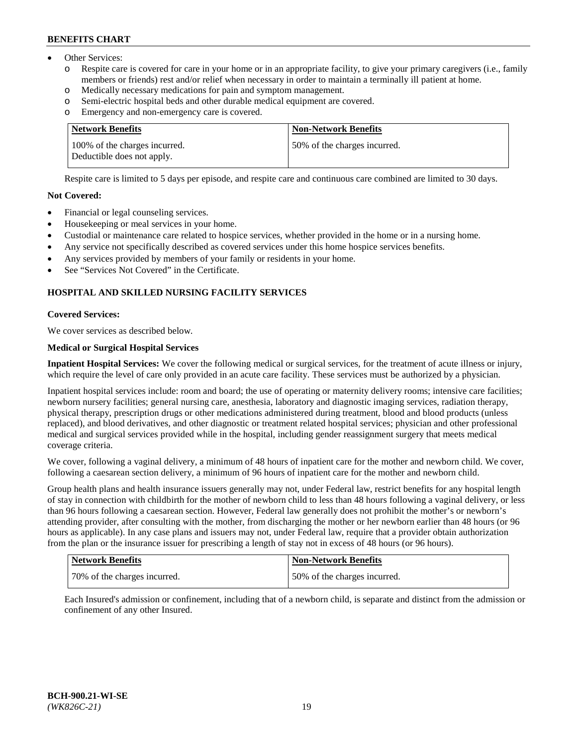- Other Services:
  - o Respite care is covered for care in your home or in an appropriate facility, to give your primary caregivers (i.e., family members or friends) rest and/or relief when necessary in order to maintain a terminally ill patient at home.
  - o Medically necessary medications for pain and symptom management.
  - o Semi-electric hospital beds and other durable medical equipment are covered.
  - o Emergency and non-emergency care is covered.

| Network Benefits | Non-Network Benefits |
|---|---|
| 100% of the charges incurred. Deductible does not apply. | 50% of the charges incurred. |

Respite care is limited to 5 days per episode, and respite care and continuous care combined are limited to 30 days.

**Not Covered:**

- Financial or legal counseling services.
- Housekeeping or meal services in your home.
- Custodial or maintenance care related to hospice services, whether provided in the home or in a nursing home.
- Any service not specifically described as covered services under this home hospice services benefits.
- Any services provided by members of your family or residents in your home.
- See "Services Not Covered" in the Certificate.

## HOSPITAL AND SKILLED NURSING FACILITY SERVICES

**Covered Services:**

We cover services as described below.

**Medical or Surgical Hospital Services**

**Inpatient Hospital Services:** We cover the following medical or surgical services, for the treatment of acute illness or injury, which require the level of care only provided in an acute care facility. These services must be authorized by a physician.

Inpatient hospital services include: room and board; the use of operating or maternity delivery rooms; intensive care facilities; newborn nursery facilities; general nursing care, anesthesia, laboratory and diagnostic imaging services, radiation therapy, physical therapy, prescription drugs or other medications administered during treatment, blood and blood products (unless replaced), and blood derivatives, and other diagnostic or treatment related hospital services; physician and other professional medical and surgical services provided while in the hospital, including gender reassignment surgery that meets medical coverage criteria.

We cover, following a vaginal delivery, a minimum of 48 hours of inpatient care for the mother and newborn child. We cover, following a caesarean section delivery, a minimum of 96 hours of inpatient care for the mother and newborn child.

Group health plans and health insurance issuers generally may not, under Federal law, restrict benefits for any hospital length of stay in connection with childbirth for the mother of newborn child to less than 48 hours following a vaginal delivery, or less than 96 hours following a caesarean section. However, Federal law generally does not prohibit the mother's or newborn's attending provider, after consulting with the mother, from discharging the mother or her newborn earlier than 48 hours (or 96 hours as applicable). In any case plans and issuers may not, under Federal law, require that a provider obtain authorization from the plan or the insurance issuer for prescribing a length of stay not in excess of 48 hours (or 96 hours).

| Network Benefits | Non-Network Benefits |
|---|---|
| 70% of the charges incurred. | 50% of the charges incurred. |

Each Insured's admission or confinement, including that of a newborn child, is separate and distinct from the admission or confinement of any other Insured.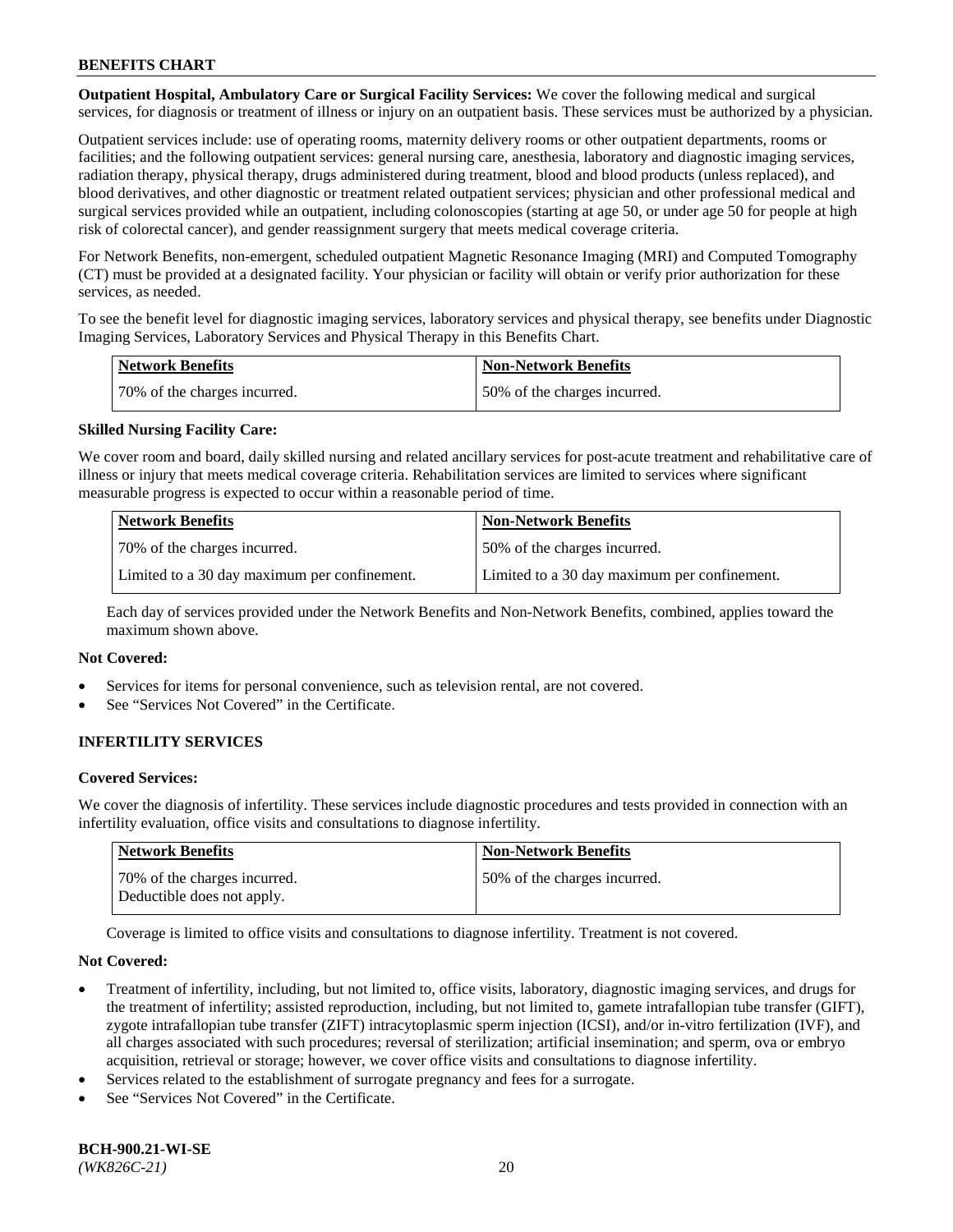**Outpatient Hospital, Ambulatory Care or Surgical Facility Services:** We cover the following medical and surgical services, for diagnosis or treatment of illness or injury on an outpatient basis. These services must be authorized by a physician.

Outpatient services include: use of operating rooms, maternity delivery rooms or other outpatient departments, rooms or facilities; and the following outpatient services: general nursing care, anesthesia, laboratory and diagnostic imaging services, radiation therapy, physical therapy, drugs administered during treatment, blood and blood products (unless replaced), and blood derivatives, and other diagnostic or treatment related outpatient services; physician and other professional medical and surgical services provided while an outpatient, including colonoscopies (starting at age 50, or under age 50 for people at high risk of colorectal cancer), and gender reassignment surgery that meets medical coverage criteria.

For Network Benefits, non-emergent, scheduled outpatient Magnetic Resonance Imaging (MRI) and Computed Tomography (CT) must be provided at a designated facility. Your physician or facility will obtain or verify prior authorization for these services, as needed.

To see the benefit level for diagnostic imaging services, laboratory services and physical therapy, see benefits under Diagnostic Imaging Services, Laboratory Services and Physical Therapy in this Benefits Chart.

| Network Benefits | Non-Network Benefits |
|---|---|
| 70% of the charges incurred. | 50% of the charges incurred. |

**Skilled Nursing Facility Care:**

We cover room and board, daily skilled nursing and related ancillary services for post-acute treatment and rehabilitative care of illness or injury that meets medical coverage criteria. Rehabilitation services are limited to services where significant measurable progress is expected to occur within a reasonable period of time.

| Network Benefits | Non-Network Benefits |
|---|---|
| 70% of the charges incurred. | 50% of the charges incurred. |
| Limited to a 30 day maximum per confinement. | Limited to a 30 day maximum per confinement. |

Each day of services provided under the Network Benefits and Non-Network Benefits, combined, applies toward the maximum shown above.

**Not Covered:**

- Services for items for personal convenience, such as television rental, are not covered.
- See "Services Not Covered" in the Certificate.

## INFERTILITY SERVICES

**Covered Services:**

We cover the diagnosis of infertility. These services include diagnostic procedures and tests provided in connection with an infertility evaluation, office visits and consultations to diagnose infertility.

| Network Benefits | Non-Network Benefits |
|---|---|
| 70% of the charges incurred. Deductible does not apply. | 50% of the charges incurred. |

Coverage is limited to office visits and consultations to diagnose infertility. Treatment is not covered.

**Not Covered:**

- Treatment of infertility, including, but not limited to, office visits, laboratory, diagnostic imaging services, and drugs for the treatment of infertility; assisted reproduction, including, but not limited to, gamete intrafallopian tube transfer (GIFT), zygote intrafallopian tube transfer (ZIFT) intracytoplasmic sperm injection (ICSI), and/or in-vitro fertilization (IVF), and all charges associated with such procedures; reversal of sterilization; artificial insemination; and sperm, ova or embryo acquisition, retrieval or storage; however, we cover office visits and consultations to diagnose infertility.
- Services related to the establishment of surrogate pregnancy and fees for a surrogate.
- See "Services Not Covered" in the Certificate.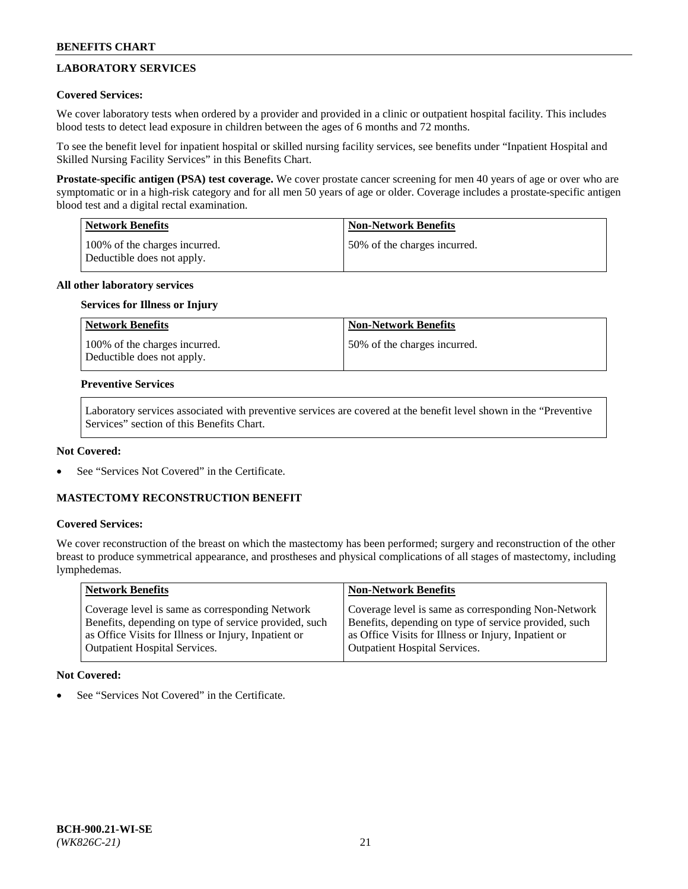## LABORATORY SERVICES

**Covered Services:**

We cover laboratory tests when ordered by a provider and provided in a clinic or outpatient hospital facility. This includes blood tests to detect lead exposure in children between the ages of 6 months and 72 months.

To see the benefit level for inpatient hospital or skilled nursing facility services, see benefits under "Inpatient Hospital and Skilled Nursing Facility Services" in this Benefits Chart.

**Prostate-specific antigen (PSA) test coverage.** We cover prostate cancer screening for men 40 years of age or over who are symptomatic or in a high-risk category and for all men 50 years of age or older. Coverage includes a prostate-specific antigen blood test and a digital rectal examination.

| Network Benefits | Non-Network Benefits |
|---|---|
| 100% of the charges incurred. Deductible does not apply. | 50% of the charges incurred. |

**All other laboratory services**

**Services for Illness or Injury**

| Network Benefits | Non-Network Benefits |
|---|---|
| 100% of the charges incurred. Deductible does not apply. | 50% of the charges incurred. |

**Preventive Services**

Laboratory services associated with preventive services are covered at the benefit level shown in the "Preventive Services" section of this Benefits Chart.

**Not Covered:**

- See "Services Not Covered" in the Certificate.

## MASTECTOMY RECONSTRUCTION BENEFIT

**Covered Services:**

We cover reconstruction of the breast on which the mastectomy has been performed; surgery and reconstruction of the other breast to produce symmetrical appearance, and prostheses and physical complications of all stages of mastectomy, including lymphedemas.

| Network Benefits | Non-Network Benefits |
|---|---|
| Coverage level is same as corresponding Network Benefits, depending on type of service provided, such as Office Visits for Illness or Injury, Inpatient or Outpatient Hospital Services. | Coverage level is same as corresponding Non-Network Benefits, depending on type of service provided, such as Office Visits for Illness or Injury, Inpatient or Outpatient Hospital Services. |

**Not Covered:**

- See "Services Not Covered" in the Certificate.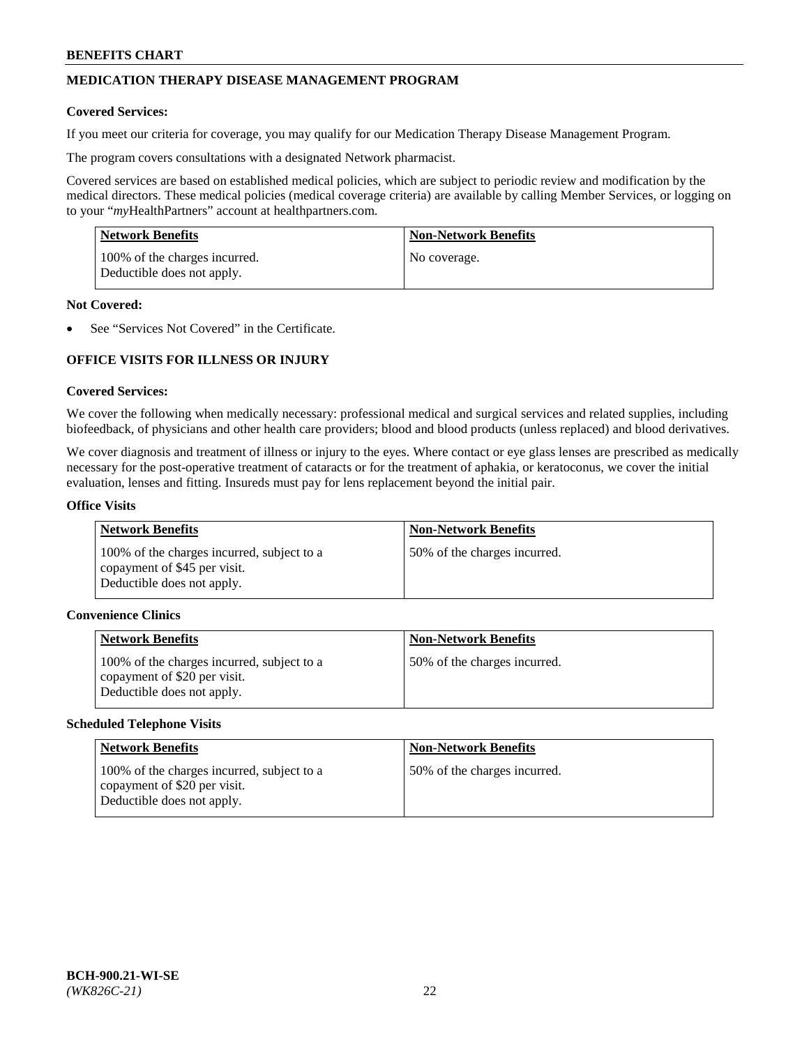## MEDICATION THERAPY DISEASE MANAGEMENT PROGRAM

**Covered Services:**

If you meet our criteria for coverage, you may qualify for our Medication Therapy Disease Management Program.

The program covers consultations with a designated Network pharmacist.

Covered services are based on established medical policies, which are subject to periodic review and modification by the medical directors. These medical policies (medical coverage criteria) are available by calling Member Services, or logging on to your "*my*HealthPartners" account at healthpartners.com.

| Network Benefits | Non-Network Benefits |
| --- | --- |
| 100% of the charges incurred. Deductible does not apply. | No coverage. |

**Not Covered:**

- See "Services Not Covered" in the Certificate.

## OFFICE VISITS FOR ILLNESS OR INJURY

**Covered Services:**

We cover the following when medically necessary: professional medical and surgical services and related supplies, including biofeedback, of physicians and other health care providers; blood and blood products (unless replaced) and blood derivatives.

We cover diagnosis and treatment of illness or injury to the eyes. Where contact or eye glass lenses are prescribed as medically necessary for the post-operative treatment of cataracts or for the treatment of aphakia, or keratoconus, we cover the initial evaluation, lenses and fitting. Insureds must pay for lens replacement beyond the initial pair.

**Office Visits**

| Network Benefits | Non-Network Benefits |
| --- | --- |
| 100% of the charges incurred, subject to a copayment of $45 per visit. Deductible does not apply. | 50% of the charges incurred. |

**Convenience Clinics**

| Network Benefits | Non-Network Benefits |
| --- | --- |
| 100% of the charges incurred, subject to a copayment of $20 per visit. Deductible does not apply. | 50% of the charges incurred. |

**Scheduled Telephone Visits**

| Network Benefits | Non-Network Benefits |
| --- | --- |
| 100% of the charges incurred, subject to a copayment of $20 per visit. Deductible does not apply. | 50% of the charges incurred. |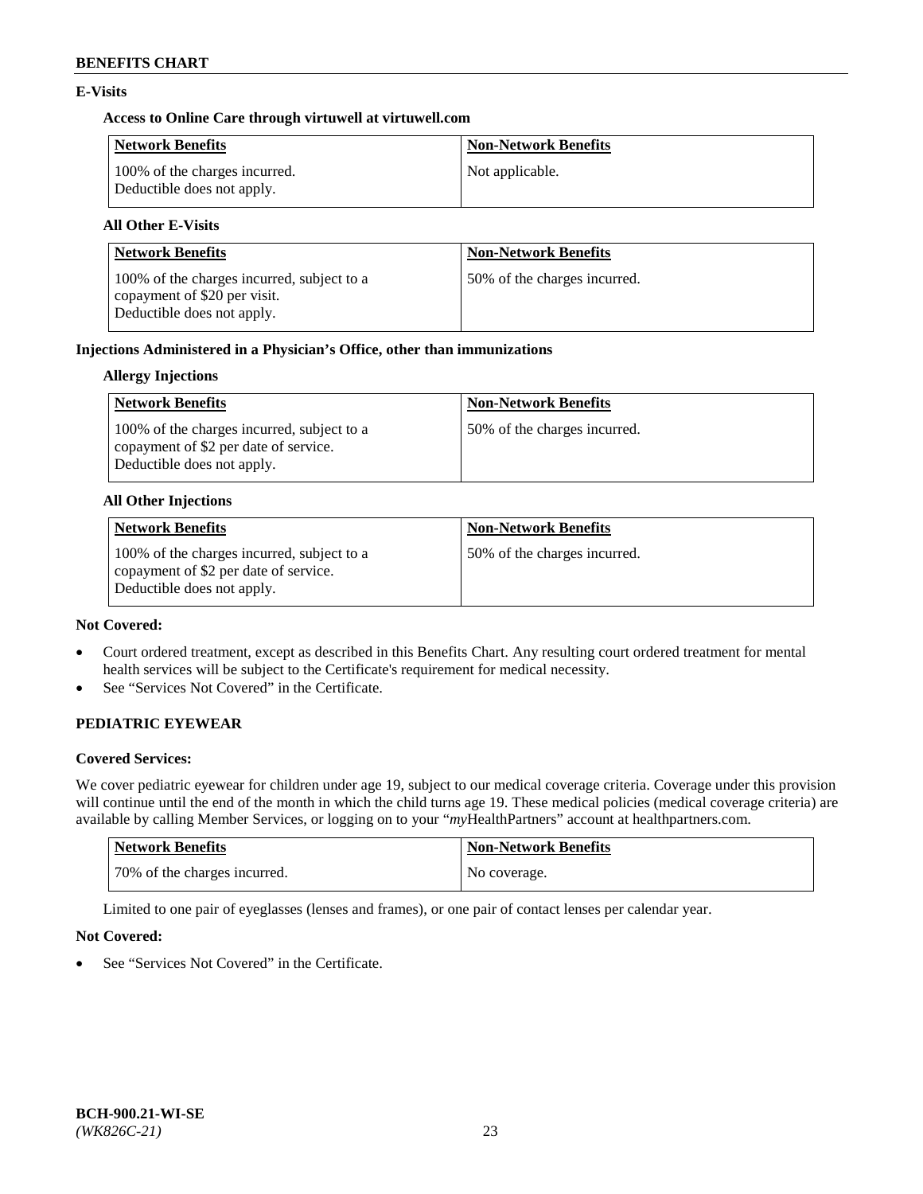**E-Visits**

**Access to Online Care through virtuwell at virtuwell.com**

| Network Benefits | Non-Network Benefits |
|---|---|
| 100% of the charges incurred. Deductible does not apply. | Not applicable. |

**All Other E-Visits**

| Network Benefits | Non-Network Benefits |
|---|---|
| 100% of the charges incurred, subject to a copayment of $20 per visit. Deductible does not apply. | 50% of the charges incurred. |

**Injections Administered in a Physician's Office, other than immunizations**

**Allergy Injections**

| Network Benefits | Non-Network Benefits |
|---|---|
| 100% of the charges incurred, subject to a copayment of $2 per date of service. Deductible does not apply. | 50% of the charges incurred. |

**All Other Injections**

| Network Benefits | Non-Network Benefits |
|---|---|
| 100% of the charges incurred, subject to a copayment of $2 per date of service. Deductible does not apply. | 50% of the charges incurred. |

**Not Covered:**

- Court ordered treatment, except as described in this Benefits Chart. Any resulting court ordered treatment for mental health services will be subject to the Certificate's requirement for medical necessity.
- See "Services Not Covered" in the Certificate.

## PEDIATRIC EYEWEAR

**Covered Services:**

We cover pediatric eyewear for children under age 19, subject to our medical coverage criteria. Coverage under this provision will continue until the end of the month in which the child turns age 19. These medical policies (medical coverage criteria) are available by calling Member Services, or logging on to your "*my*HealthPartners" account at healthpartners.com.

| Network Benefits | Non-Network Benefits |
|---|---|
| 70% of the charges incurred. | No coverage. |

Limited to one pair of eyeglasses (lenses and frames), or one pair of contact lenses per calendar year.

**Not Covered:**

- See "Services Not Covered" in the Certificate.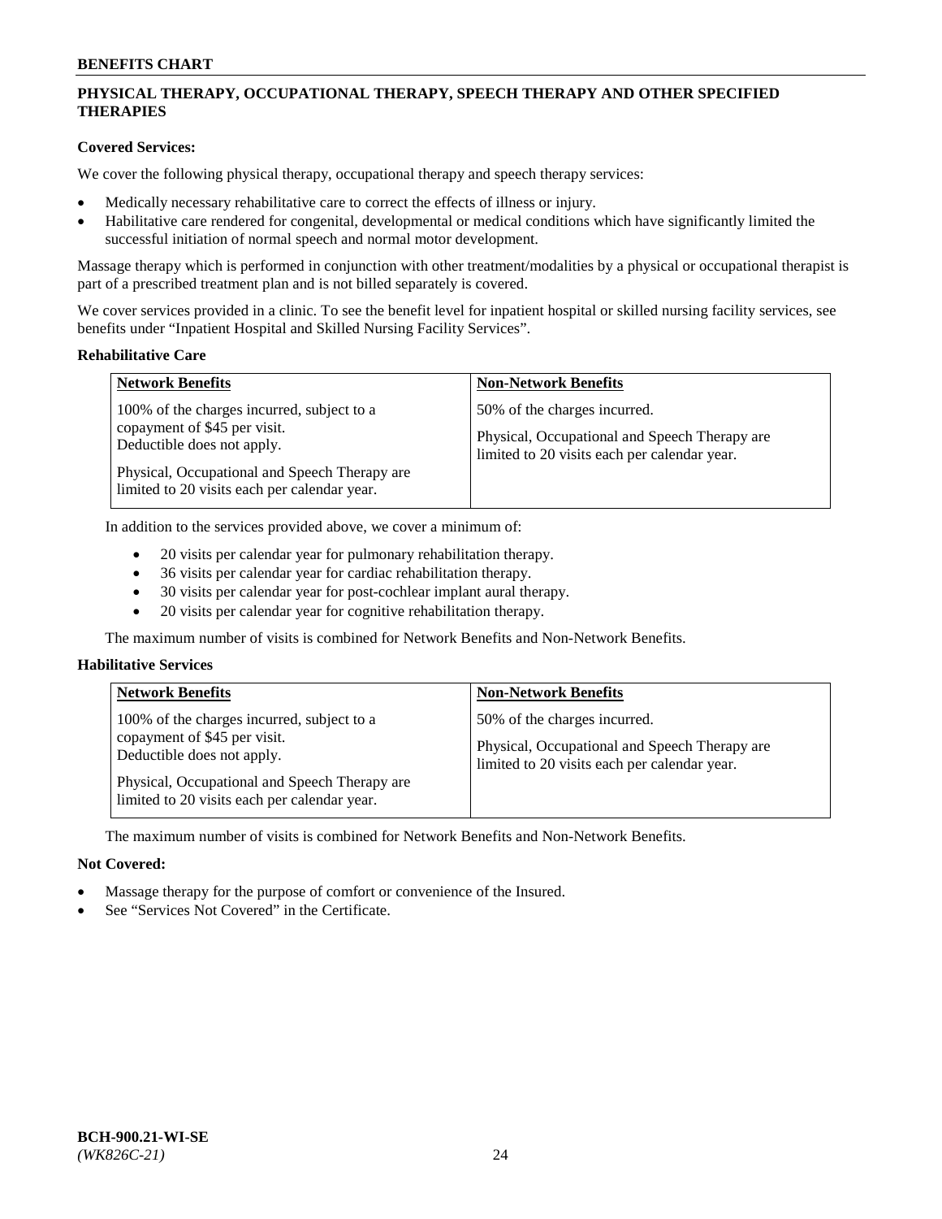## PHYSICAL THERAPY, OCCUPATIONAL THERAPY, SPEECH THERAPY AND OTHER SPECIFIED THERAPIES

### Covered Services:

We cover the following physical therapy, occupational therapy and speech therapy services:

- Medically necessary rehabilitative care to correct the effects of illness or injury.
- Habilitative care rendered for congenital, developmental or medical conditions which have significantly limited the successful initiation of normal speech and normal motor development.

Massage therapy which is performed in conjunction with other treatment/modalities by a physical or occupational therapist is part of a prescribed treatment plan and is not billed separately is covered.

We cover services provided in a clinic. To see the benefit level for inpatient hospital or skilled nursing facility services, see benefits under "Inpatient Hospital and Skilled Nursing Facility Services".

### Rehabilitative Care

| Network Benefits | Non-Network Benefits |
|---|---|
| 100% of the charges incurred, subject to a copayment of $45 per visit. Deductible does not apply.<br><br>Physical, Occupational and Speech Therapy are limited to 20 visits each per calendar year. | 50% of the charges incurred.<br><br>Physical, Occupational and Speech Therapy are limited to 20 visits each per calendar year. |

In addition to the services provided above, we cover a minimum of:

- 20 visits per calendar year for pulmonary rehabilitation therapy.
- 36 visits per calendar year for cardiac rehabilitation therapy.
- 30 visits per calendar year for post-cochlear implant aural therapy.
- 20 visits per calendar year for cognitive rehabilitation therapy.

The maximum number of visits is combined for Network Benefits and Non-Network Benefits.

### Habilitative Services

| Network Benefits | Non-Network Benefits |
|---|---|
| 100% of the charges incurred, subject to a copayment of $45 per visit. Deductible does not apply.<br><br>Physical, Occupational and Speech Therapy are limited to 20 visits each per calendar year. | 50% of the charges incurred.<br><br>Physical, Occupational and Speech Therapy are limited to 20 visits each per calendar year. |

The maximum number of visits is combined for Network Benefits and Non-Network Benefits.

### Not Covered:

- Massage therapy for the purpose of comfort or convenience of the Insured.
- See "Services Not Covered" in the Certificate.

**BCH-900.21-WI-SE**
*(WK826C-21)*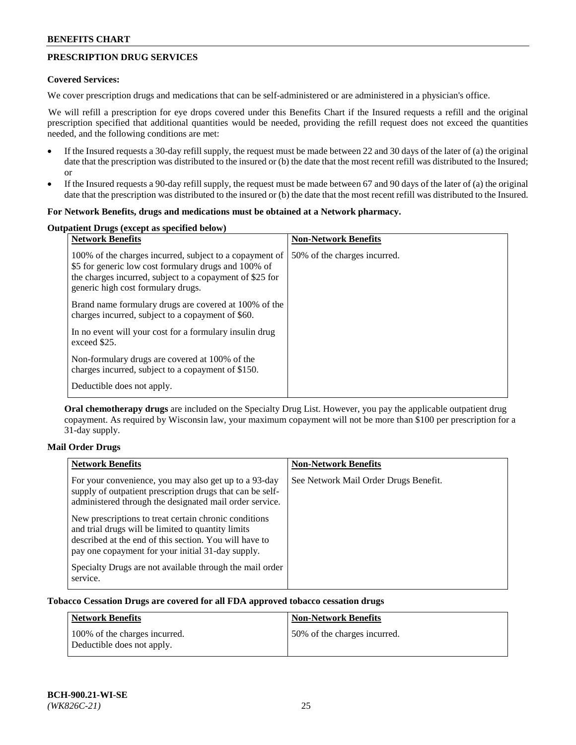## PRESCRIPTION DRUG SERVICES

**Covered Services:**

We cover prescription drugs and medications that can be self-administered or are administered in a physician's office.

We will refill a prescription for eye drops covered under this Benefits Chart if the Insured requests a refill and the original prescription specified that additional quantities would be needed, providing the refill request does not exceed the quantities needed, and the following conditions are met:

- If the Insured requests a 30-day refill supply, the request must be made between 22 and 30 days of the later of (a) the original date that the prescription was distributed to the insured or (b) the date that the most recent refill was distributed to the Insured; or
- If the Insured requests a 90-day refill supply, the request must be made between 67 and 90 days of the later of (a) the original date that the prescription was distributed to the insured or (b) the date that the most recent refill was distributed to the Insured.

**For Network Benefits, drugs and medications must be obtained at a Network pharmacy.**

**Outpatient Drugs (except as specified below)**

| Network Benefits | Non-Network Benefits |
|---|---|
| 100% of the charges incurred, subject to a copayment of $5 for generic low cost formulary drugs and 100% of the charges incurred, subject to a copayment of $25 for generic high cost formulary drugs.<br><br>Brand name formulary drugs are covered at 100% of the charges incurred, subject to a copayment of $60.<br><br>In no event will your cost for a formulary insulin drug exceed $25.<br><br>Non-formulary drugs are covered at 100% of the charges incurred, subject to a copayment of $150.<br><br>Deductible does not apply. | 50% of the charges incurred. |

**Oral chemotherapy drugs** are included on the Specialty Drug List. However, you pay the applicable outpatient drug copayment. As required by Wisconsin law, your maximum copayment will not be more than $100 per prescription for a 31-day supply.

**Mail Order Drugs**

| Network Benefits | Non-Network Benefits |
|---|---|
| For your convenience, you may also get up to a 93-day supply of outpatient prescription drugs that can be self-administered through the designated mail order service.<br><br>New prescriptions to treat certain chronic conditions and trial drugs will be limited to quantity limits described at the end of this section. You will have to pay one copayment for your initial 31-day supply.<br><br>Specialty Drugs are not available through the mail order service. | See Network Mail Order Drugs Benefit. |

**Tobacco Cessation Drugs are covered for all FDA approved tobacco cessation drugs**

| Network Benefits | Non-Network Benefits |
|---|---|
| 100% of the charges incurred.<br>Deductible does not apply. | 50% of the charges incurred. |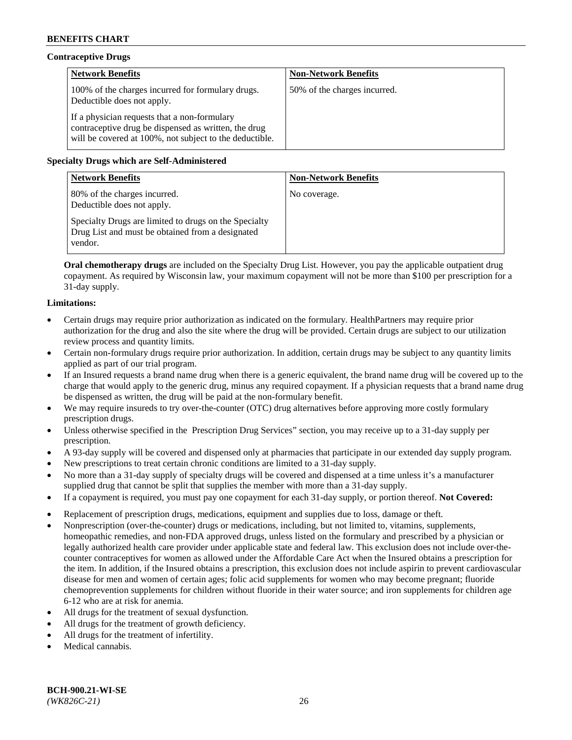**Contraceptive Drugs**

| Network Benefits | Non-Network Benefits |
|---|---|
| 100% of the charges incurred for formulary drugs. Deductible does not apply.<br><br>If a physician requests that a non-formulary contraceptive drug be dispensed as written, the drug will be covered at 100%, not subject to the deductible. | 50% of the charges incurred. |

**Specialty Drugs which are Self-Administered**

| Network Benefits | Non-Network Benefits |
|---|---|
| 80% of the charges incurred. Deductible does not apply.<br><br>Specialty Drugs are limited to drugs on the Specialty Drug List and must be obtained from a designated vendor. | No coverage. |

**Oral chemotherapy drugs** are included on the Specialty Drug List. However, you pay the applicable outpatient drug copayment. As required by Wisconsin law, your maximum copayment will not be more than $100 per prescription for a 31-day supply.

**Limitations:**

- Certain drugs may require prior authorization as indicated on the formulary. HealthPartners may require prior authorization for the drug and also the site where the drug will be provided. Certain drugs are subject to our utilization review process and quantity limits.
- Certain non-formulary drugs require prior authorization. In addition, certain drugs may be subject to any quantity limits applied as part of our trial program.
- If an Insured requests a brand name drug when there is a generic equivalent, the brand name drug will be covered up to the charge that would apply to the generic drug, minus any required copayment. If a physician requests that a brand name drug be dispensed as written, the drug will be paid at the non-formulary benefit.
- We may require insureds to try over-the-counter (OTC) drug alternatives before approving more costly formulary prescription drugs.
- Unless otherwise specified in the Prescription Drug Services" section, you may receive up to a 31-day supply per prescription.
- A 93-day supply will be covered and dispensed only at pharmacies that participate in our extended day supply program.
- New prescriptions to treat certain chronic conditions are limited to a 31-day supply.
- No more than a 31-day supply of specialty drugs will be covered and dispensed at a time unless it's a manufacturer supplied drug that cannot be split that supplies the member with more than a 31-day supply.
- If a copayment is required, you must pay one copayment for each 31-day supply, or portion thereof. **Not Covered:**
- Replacement of prescription drugs, medications, equipment and supplies due to loss, damage or theft.
- Nonprescription (over-the-counter) drugs or medications, including, but not limited to, vitamins, supplements, homeopathic remedies, and non-FDA approved drugs, unless listed on the formulary and prescribed by a physician or legally authorized health care provider under applicable state and federal law. This exclusion does not include over-the-counter contraceptives for women as allowed under the Affordable Care Act when the Insured obtains a prescription for the item. In addition, if the Insured obtains a prescription, this exclusion does not include aspirin to prevent cardiovascular disease for men and women of certain ages; folic acid supplements for women who may become pregnant; fluoride chemoprevention supplements for children without fluoride in their water source; and iron supplements for children age 6-12 who are at risk for anemia.
- All drugs for the treatment of sexual dysfunction.
- All drugs for the treatment of growth deficiency.
- All drugs for the treatment of infertility.
- Medical cannabis.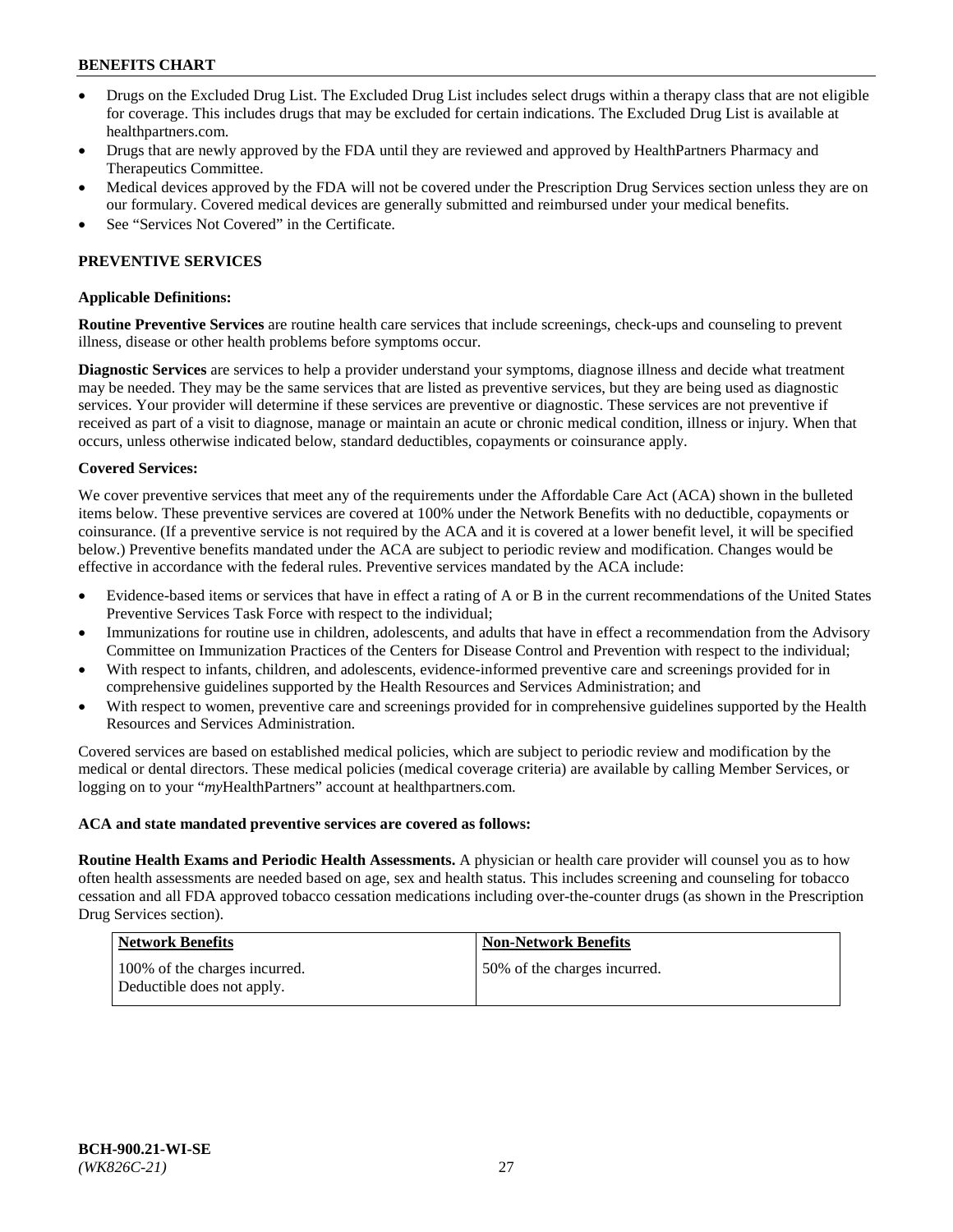- Drugs on the Excluded Drug List. The Excluded Drug List includes select drugs within a therapy class that are not eligible for coverage. This includes drugs that may be excluded for certain indications. The Excluded Drug List is available at healthpartners.com.
- Drugs that are newly approved by the FDA until they are reviewed and approved by HealthPartners Pharmacy and Therapeutics Committee.
- Medical devices approved by the FDA will not be covered under the Prescription Drug Services section unless they are on our formulary. Covered medical devices are generally submitted and reimbursed under your medical benefits.
- See "Services Not Covered" in the Certificate.

## PREVENTIVE SERVICES

### Applicable Definitions:

**Routine Preventive Services** are routine health care services that include screenings, check-ups and counseling to prevent illness, disease or other health problems before symptoms occur.

**Diagnostic Services** are services to help a provider understand your symptoms, diagnose illness and decide what treatment may be needed. They may be the same services that are listed as preventive services, but they are being used as diagnostic services. Your provider will determine if these services are preventive or diagnostic. These services are not preventive if received as part of a visit to diagnose, manage or maintain an acute or chronic medical condition, illness or injury. When that occurs, unless otherwise indicated below, standard deductibles, copayments or coinsurance apply.

### Covered Services:

We cover preventive services that meet any of the requirements under the Affordable Care Act (ACA) shown in the bulleted items below. These preventive services are covered at 100% under the Network Benefits with no deductible, copayments or coinsurance. (If a preventive service is not required by the ACA and it is covered at a lower benefit level, it will be specified below.) Preventive benefits mandated under the ACA are subject to periodic review and modification. Changes would be effective in accordance with the federal rules. Preventive services mandated by the ACA include:

- Evidence-based items or services that have in effect a rating of A or B in the current recommendations of the United States Preventive Services Task Force with respect to the individual;
- Immunizations for routine use in children, adolescents, and adults that have in effect a recommendation from the Advisory Committee on Immunization Practices of the Centers for Disease Control and Prevention with respect to the individual;
- With respect to infants, children, and adolescents, evidence-informed preventive care and screenings provided for in comprehensive guidelines supported by the Health Resources and Services Administration; and
- With respect to women, preventive care and screenings provided for in comprehensive guidelines supported by the Health Resources and Services Administration.

Covered services are based on established medical policies, which are subject to periodic review and modification by the medical or dental directors. These medical policies (medical coverage criteria) are available by calling Member Services, or logging on to your "*my*HealthPartners" account at healthpartners.com.

**ACA and state mandated preventive services are covered as follows:**

**Routine Health Exams and Periodic Health Assessments.** A physician or health care provider will counsel you as to how often health assessments are needed based on age, sex and health status. This includes screening and counseling for tobacco cessation and all FDA approved tobacco cessation medications including over-the-counter drugs (as shown in the Prescription Drug Services section).

| Network Benefits | Non-Network Benefits |
|---|---|
| 100% of the charges incurred. Deductible does not apply. | 50% of the charges incurred. |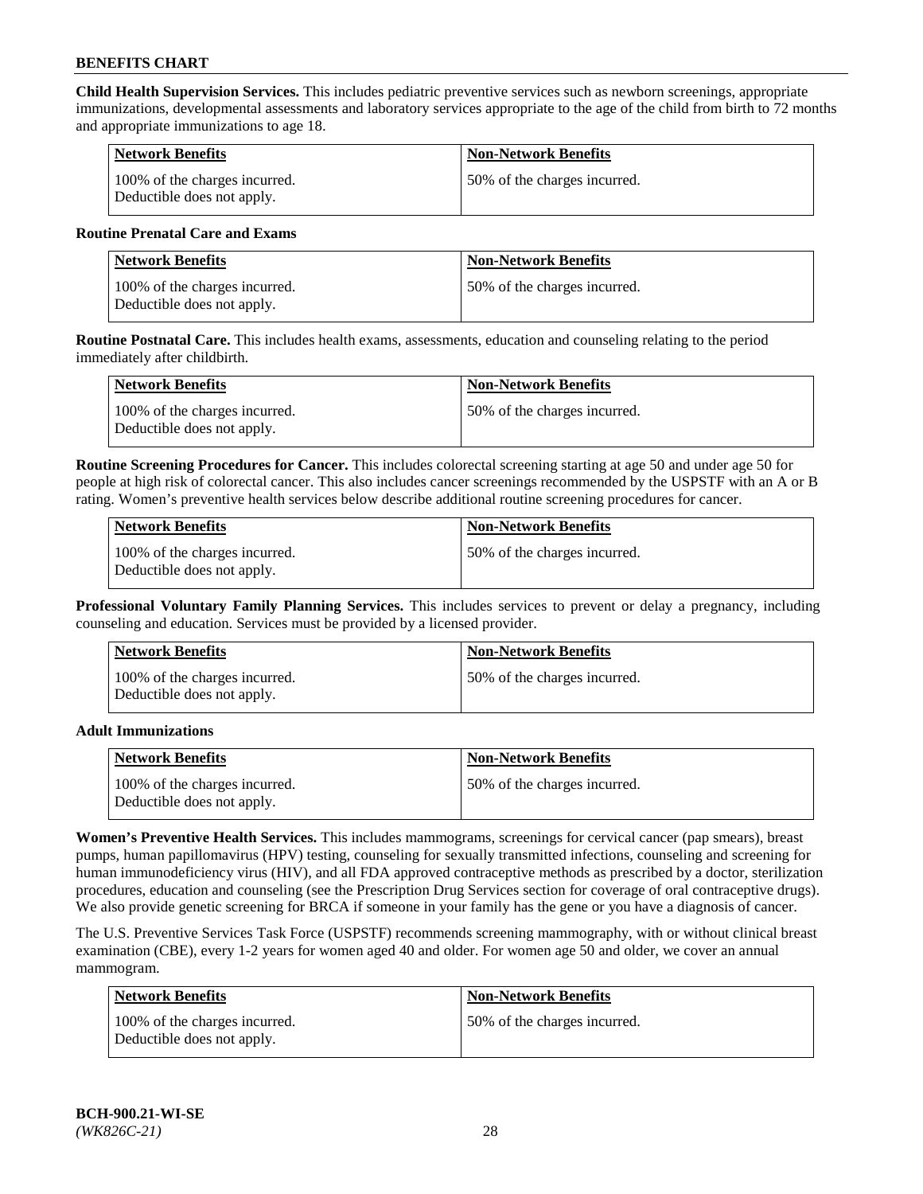**Child Health Supervision Services.** This includes pediatric preventive services such as newborn screenings, appropriate immunizations, developmental assessments and laboratory services appropriate to the age of the child from birth to 72 months and appropriate immunizations to age 18.

| Network Benefits | Non-Network Benefits |
|---|---|
| 100% of the charges incurred. Deductible does not apply. | 50% of the charges incurred. |

**Routine Prenatal Care and Exams**

| Network Benefits | Non-Network Benefits |
|---|---|
| 100% of the charges incurred. Deductible does not apply. | 50% of the charges incurred. |

**Routine Postnatal Care.** This includes health exams, assessments, education and counseling relating to the period immediately after childbirth.

| Network Benefits | Non-Network Benefits |
|---|---|
| 100% of the charges incurred. Deductible does not apply. | 50% of the charges incurred. |

**Routine Screening Procedures for Cancer.** This includes colorectal screening starting at age 50 and under age 50 for people at high risk of colorectal cancer. This also includes cancer screenings recommended by the USPSTF with an A or B rating. Women's preventive health services below describe additional routine screening procedures for cancer.

| Network Benefits | Non-Network Benefits |
|---|---|
| 100% of the charges incurred. Deductible does not apply. | 50% of the charges incurred. |

**Professional Voluntary Family Planning Services.** This includes services to prevent or delay a pregnancy, including counseling and education. Services must be provided by a licensed provider.

| Network Benefits | Non-Network Benefits |
|---|---|
| 100% of the charges incurred. Deductible does not apply. | 50% of the charges incurred. |

**Adult Immunizations**

| Network Benefits | Non-Network Benefits |
|---|---|
| 100% of the charges incurred. Deductible does not apply. | 50% of the charges incurred. |

**Women's Preventive Health Services.** This includes mammograms, screenings for cervical cancer (pap smears), breast pumps, human papillomavirus (HPV) testing, counseling for sexually transmitted infections, counseling and screening for human immunodeficiency virus (HIV), and all FDA approved contraceptive methods as prescribed by a doctor, sterilization procedures, education and counseling (see the Prescription Drug Services section for coverage of oral contraceptive drugs). We also provide genetic screening for BRCA if someone in your family has the gene or you have a diagnosis of cancer.

The U.S. Preventive Services Task Force (USPSTF) recommends screening mammography, with or without clinical breast examination (CBE), every 1-2 years for women aged 40 and older. For women age 50 and older, we cover an annual mammogram.

| Network Benefits | Non-Network Benefits |
|---|---|
| 100% of the charges incurred. Deductible does not apply. | 50% of the charges incurred. |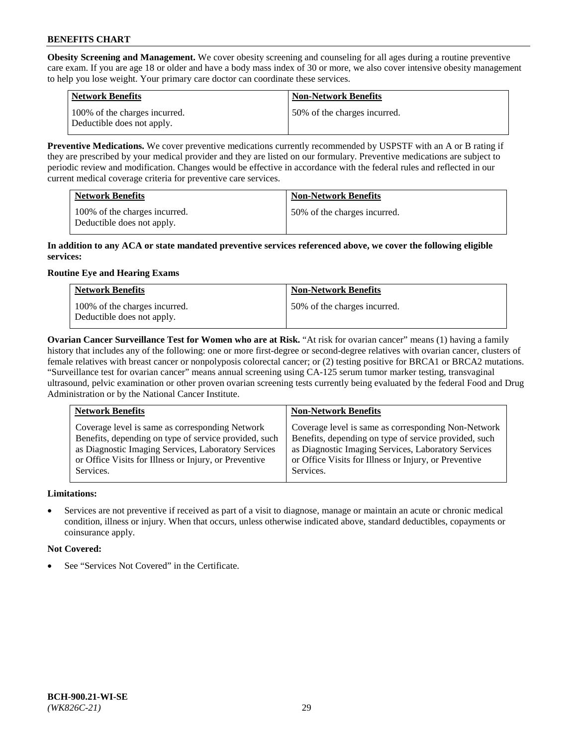**Obesity Screening and Management.** We cover obesity screening and counseling for all ages during a routine preventive care exam. If you are age 18 or older and have a body mass index of 30 or more, we also cover intensive obesity management to help you lose weight. Your primary care doctor can coordinate these services.

| Network Benefits | Non-Network Benefits |
|---|---|
| 100% of the charges incurred. Deductible does not apply. | 50% of the charges incurred. |

**Preventive Medications.** We cover preventive medications currently recommended by USPSTF with an A or B rating if they are prescribed by your medical provider and they are listed on our formulary. Preventive medications are subject to periodic review and modification. Changes would be effective in accordance with the federal rules and reflected in our current medical coverage criteria for preventive care services.

| Network Benefits | Non-Network Benefits |
|---|---|
| 100% of the charges incurred. Deductible does not apply. | 50% of the charges incurred. |

**In addition to any ACA or state mandated preventive services referenced above, we cover the following eligible services:**

**Routine Eye and Hearing Exams**

| Network Benefits | Non-Network Benefits |
|---|---|
| 100% of the charges incurred. Deductible does not apply. | 50% of the charges incurred. |

**Ovarian Cancer Surveillance Test for Women who are at Risk.** "At risk for ovarian cancer" means (1) having a family history that includes any of the following: one or more first-degree or second-degree relatives with ovarian cancer, clusters of female relatives with breast cancer or nonpolyposis colorectal cancer; or (2) testing positive for BRCA1 or BRCA2 mutations. "Surveillance test for ovarian cancer" means annual screening using CA-125 serum tumor marker testing, transvaginal ultrasound, pelvic examination or other proven ovarian screening tests currently being evaluated by the federal Food and Drug Administration or by the National Cancer Institute.

| Network Benefits | Non-Network Benefits |
|---|---|
| Coverage level is same as corresponding Network Benefits, depending on type of service provided, such as Diagnostic Imaging Services, Laboratory Services or Office Visits for Illness or Injury, or Preventive Services. | Coverage level is same as corresponding Non-Network Benefits, depending on type of service provided, such as Diagnostic Imaging Services, Laboratory Services or Office Visits for Illness or Injury, or Preventive Services. |

**Limitations:**

- Services are not preventive if received as part of a visit to diagnose, manage or maintain an acute or chronic medical condition, illness or injury. When that occurs, unless otherwise indicated above, standard deductibles, copayments or coinsurance apply.

**Not Covered:**

- See "Services Not Covered" in the Certificate.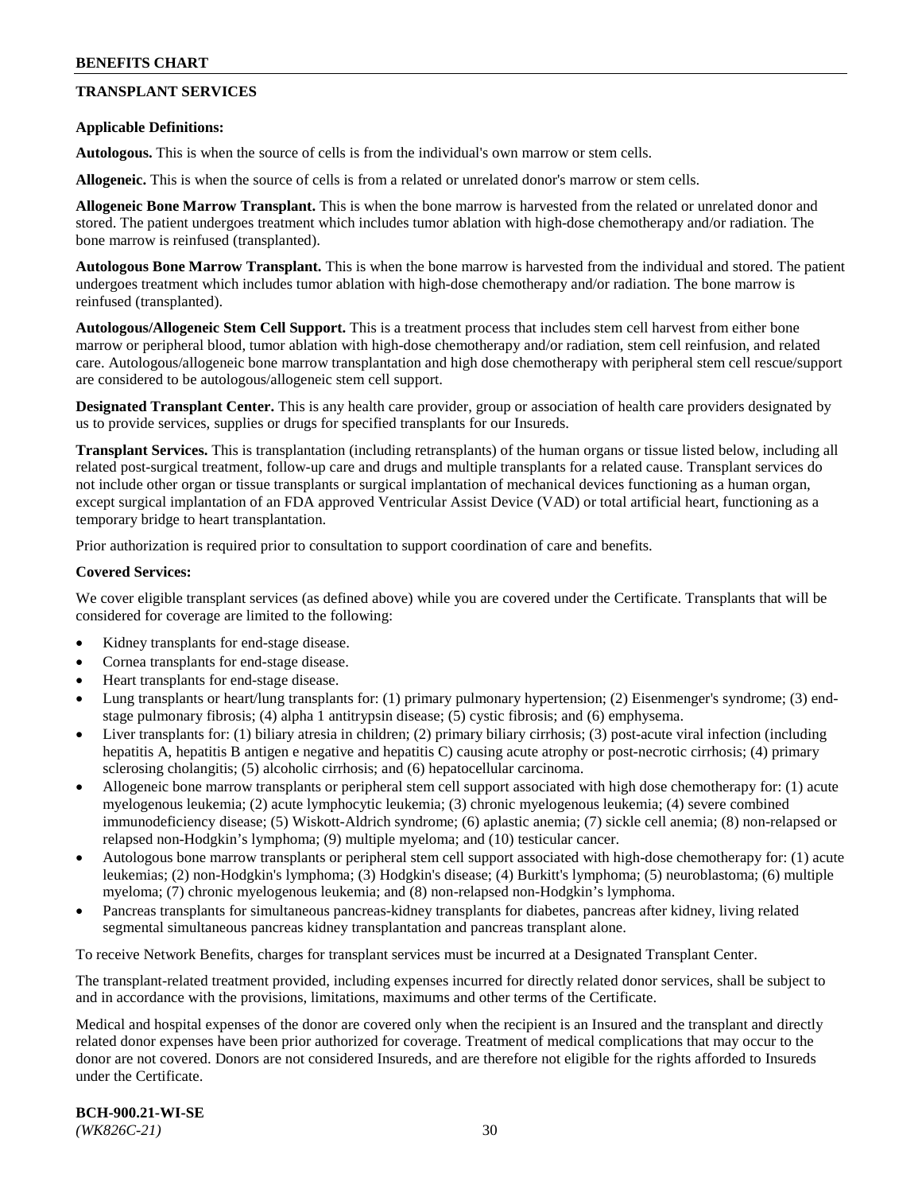## TRANSPLANT SERVICES

**Applicable Definitions:**

**Autologous.** This is when the source of cells is from the individual's own marrow or stem cells.

**Allogeneic.** This is when the source of cells is from a related or unrelated donor's marrow or stem cells.

**Allogeneic Bone Marrow Transplant.** This is when the bone marrow is harvested from the related or unrelated donor and stored. The patient undergoes treatment which includes tumor ablation with high-dose chemotherapy and/or radiation. The bone marrow is reinfused (transplanted).

**Autologous Bone Marrow Transplant.** This is when the bone marrow is harvested from the individual and stored. The patient undergoes treatment which includes tumor ablation with high-dose chemotherapy and/or radiation. The bone marrow is reinfused (transplanted).

**Autologous/Allogeneic Stem Cell Support.** This is a treatment process that includes stem cell harvest from either bone marrow or peripheral blood, tumor ablation with high-dose chemotherapy and/or radiation, stem cell reinfusion, and related care. Autologous/allogeneic bone marrow transplantation and high dose chemotherapy with peripheral stem cell rescue/support are considered to be autologous/allogeneic stem cell support.

**Designated Transplant Center.** This is any health care provider, group or association of health care providers designated by us to provide services, supplies or drugs for specified transplants for our Insureds.

**Transplant Services.** This is transplantation (including retransplants) of the human organs or tissue listed below, including all related post-surgical treatment, follow-up care and drugs and multiple transplants for a related cause. Transplant services do not include other organ or tissue transplants or surgical implantation of mechanical devices functioning as a human organ, except surgical implantation of an FDA approved Ventricular Assist Device (VAD) or total artificial heart, functioning as a temporary bridge to heart transplantation.

Prior authorization is required prior to consultation to support coordination of care and benefits.

**Covered Services:**

We cover eligible transplant services (as defined above) while you are covered under the Certificate. Transplants that will be considered for coverage are limited to the following:

- Kidney transplants for end-stage disease.
- Cornea transplants for end-stage disease.
- Heart transplants for end-stage disease.
- Lung transplants or heart/lung transplants for: (1) primary pulmonary hypertension; (2) Eisenmenger's syndrome; (3) end-stage pulmonary fibrosis; (4) alpha 1 antitrypsin disease; (5) cystic fibrosis; and (6) emphysema.
- Liver transplants for: (1) biliary atresia in children; (2) primary biliary cirrhosis; (3) post-acute viral infection (including hepatitis A, hepatitis B antigen e negative and hepatitis C) causing acute atrophy or post-necrotic cirrhosis; (4) primary sclerosing cholangitis; (5) alcoholic cirrhosis; and (6) hepatocellular carcinoma.
- Allogeneic bone marrow transplants or peripheral stem cell support associated with high dose chemotherapy for: (1) acute myelogenous leukemia; (2) acute lymphocytic leukemia; (3) chronic myelogenous leukemia; (4) severe combined immunodeficiency disease; (5) Wiskott-Aldrich syndrome; (6) aplastic anemia; (7) sickle cell anemia; (8) non-relapsed or relapsed non-Hodgkin's lymphoma; (9) multiple myeloma; and (10) testicular cancer.
- Autologous bone marrow transplants or peripheral stem cell support associated with high-dose chemotherapy for: (1) acute leukemias; (2) non-Hodgkin's lymphoma; (3) Hodgkin's disease; (4) Burkitt's lymphoma; (5) neuroblastoma; (6) multiple myeloma; (7) chronic myelogenous leukemia; and (8) non-relapsed non-Hodgkin's lymphoma.
- Pancreas transplants for simultaneous pancreas-kidney transplants for diabetes, pancreas after kidney, living related segmental simultaneous pancreas kidney transplantation and pancreas transplant alone.

To receive Network Benefits, charges for transplant services must be incurred at a Designated Transplant Center.

The transplant-related treatment provided, including expenses incurred for directly related donor services, shall be subject to and in accordance with the provisions, limitations, maximums and other terms of the Certificate.

Medical and hospital expenses of the donor are covered only when the recipient is an Insured and the transplant and directly related donor expenses have been prior authorized for coverage. Treatment of medical complications that may occur to the donor are not covered. Donors are not considered Insureds, and are therefore not eligible for the rights afforded to Insureds under the Certificate.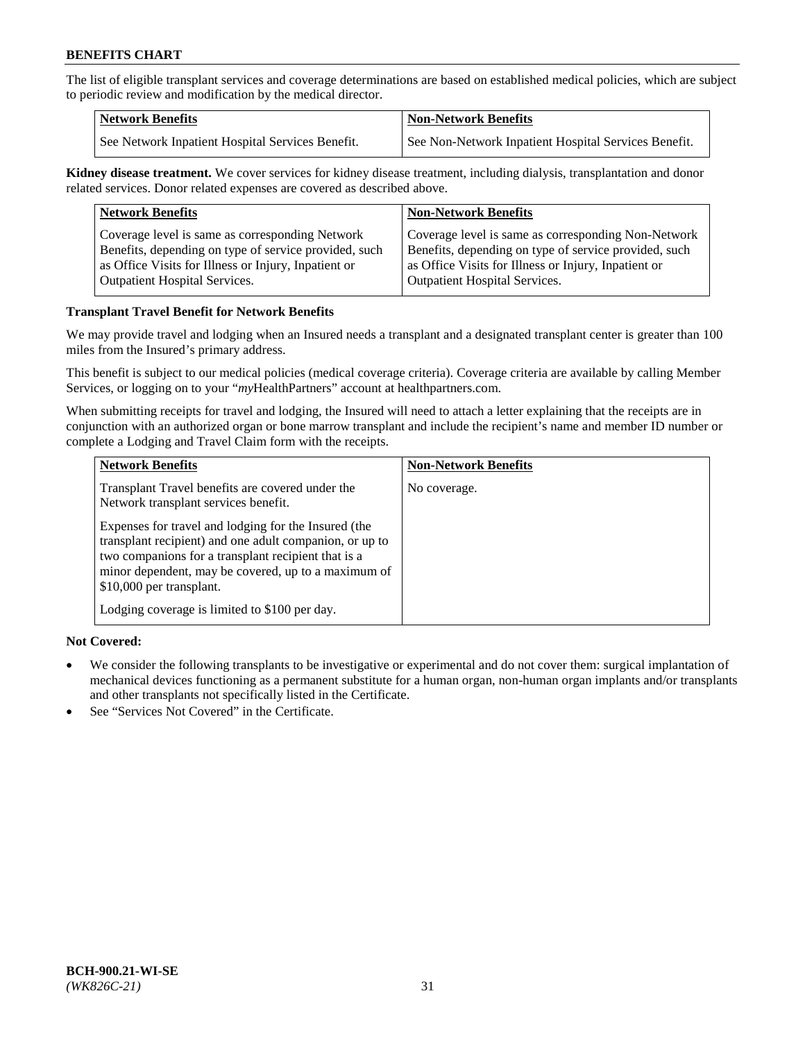The list of eligible transplant services and coverage determinations are based on established medical policies, which are subject to periodic review and modification by the medical director.

| Network Benefits | Non-Network Benefits |
|---|---|
| See Network Inpatient Hospital Services Benefit. | See Non-Network Inpatient Hospital Services Benefit. |

**Kidney disease treatment.** We cover services for kidney disease treatment, including dialysis, transplantation and donor related services. Donor related expenses are covered as described above.

| Network Benefits | Non-Network Benefits |
|---|---|
| Coverage level is same as corresponding Network Benefits, depending on type of service provided, such as Office Visits for Illness or Injury, Inpatient or Outpatient Hospital Services. | Coverage level is same as corresponding Non-Network Benefits, depending on type of service provided, such as Office Visits for Illness or Injury, Inpatient or Outpatient Hospital Services. |

**Transplant Travel Benefit for Network Benefits**

We may provide travel and lodging when an Insured needs a transplant and a designated transplant center is greater than 100 miles from the Insured's primary address.

This benefit is subject to our medical policies (medical coverage criteria). Coverage criteria are available by calling Member Services, or logging on to your "*my*HealthPartners" account at healthpartners.com.

When submitting receipts for travel and lodging, the Insured will need to attach a letter explaining that the receipts are in conjunction with an authorized organ or bone marrow transplant and include the recipient's name and member ID number or complete a Lodging and Travel Claim form with the receipts.

| Network Benefits | Non-Network Benefits |
|---|---|
| Transplant Travel benefits are covered under the Network transplant services benefit.<br><br>Expenses for travel and lodging for the Insured (the transplant recipient) and one adult companion, or up to two companions for a transplant recipient that is a minor dependent, may be covered, up to a maximum of $10,000 per transplant.<br><br>Lodging coverage is limited to $100 per day. | No coverage. |

**Not Covered:**

- We consider the following transplants to be investigative or experimental and do not cover them: surgical implantation of mechanical devices functioning as a permanent substitute for a human organ, non-human organ implants and/or transplants and other transplants not specifically listed in the Certificate.
- See "Services Not Covered" in the Certificate.